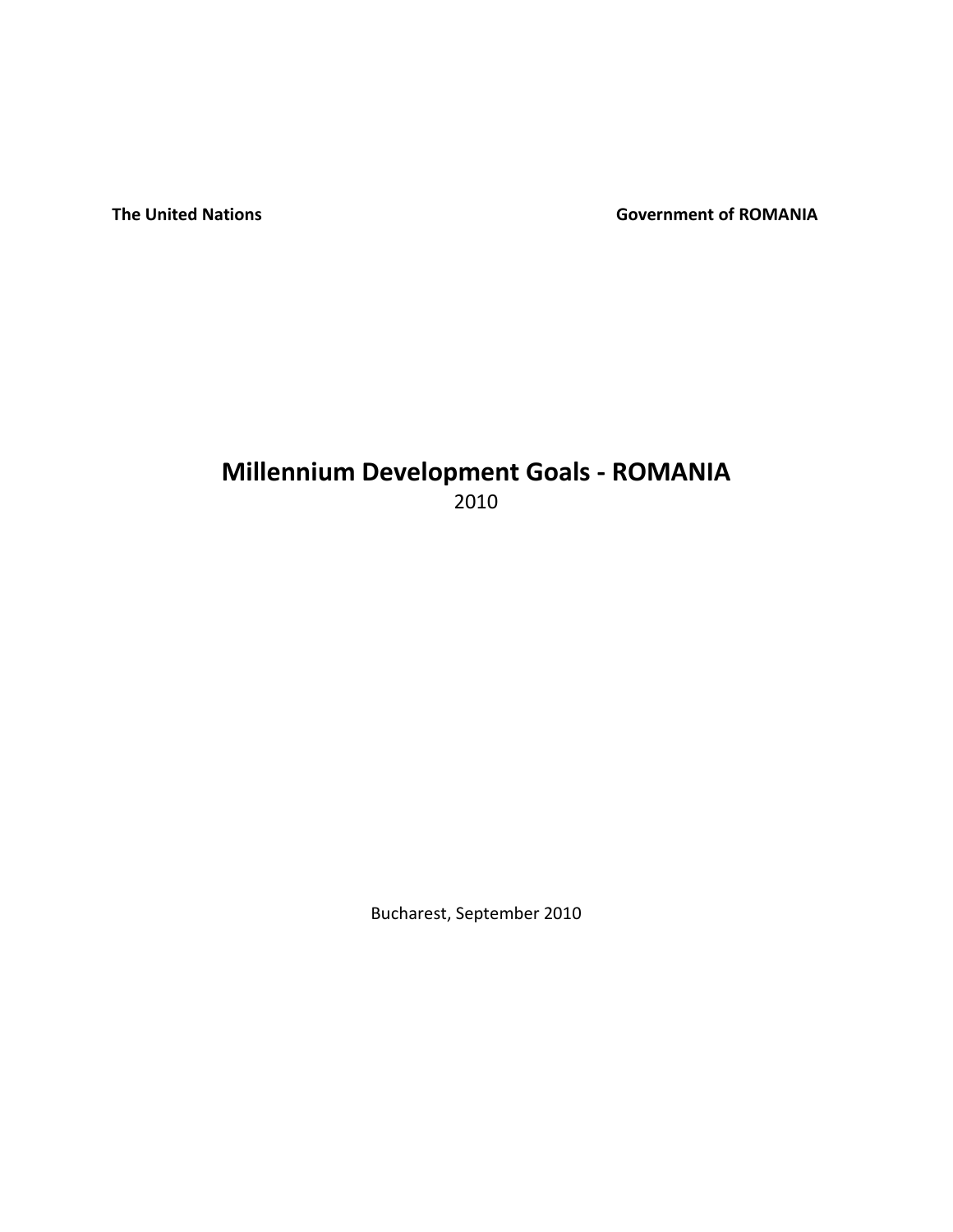**The United Nations** **Government of ROMANIA**

# Millennium Development Goals - ROMANIA

2010

Bucharest, September 2010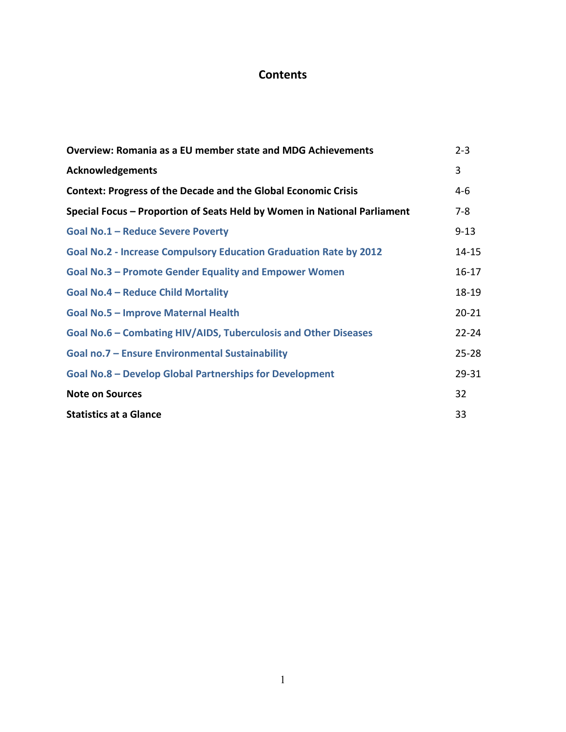# Contents

| | |
|---|---|
| **Overview: Romania as a EU member state and MDG Achievements** | 2-3 |
| **Acknowledgements** | 3 |
| **Context: Progress of the Decade and the Global Economic Crisis** | 4-6 |
| **Special Focus – Proportion of Seats Held by Women in National Parliament** | 7-8 |
| **Goal No.1 – Reduce Severe Poverty** | 9-13 |
| **Goal No.2 - Increase Compulsory Education Graduation Rate by 2012** | 14-15 |
| **Goal No.3 – Promote Gender Equality and Empower Women** | 16-17 |
| **Goal No.4 – Reduce Child Mortality** | 18-19 |
| **Goal No.5 – Improve Maternal Health** | 20-21 |
| **Goal No.6 – Combating HIV/AIDS, Tuberculosis and Other Diseases** | 22-24 |
| **Goal no.7 – Ensure Environmental Sustainability** | 25-28 |
| **Goal No.8 – Develop Global Partnerships for Development** | 29-31 |
| **Note on Sources** | 32 |
| **Statistics at a Glance** | 33 |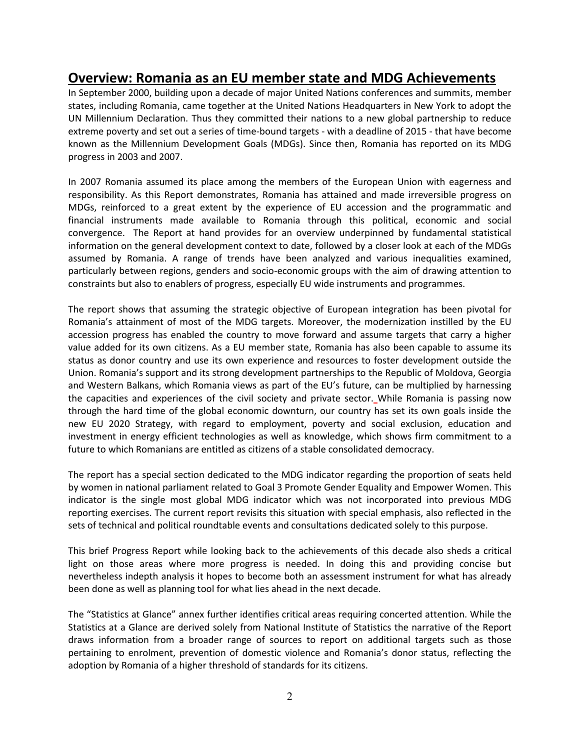## Overview: Romania as an EU member state and MDG Achievements

In September 2000, building upon a decade of major United Nations conferences and summits, member states, including Romania, came together at the United Nations Headquarters in New York to adopt the UN Millennium Declaration. Thus they committed their nations to a new global partnership to reduce extreme poverty and set out a series of time-bound targets - with a deadline of 2015 - that have become known as the Millennium Development Goals (MDGs). Since then, Romania has reported on its MDG progress in 2003 and 2007.

In 2007 Romania assumed its place among the members of the European Union with eagerness and responsibility. As this Report demonstrates, Romania has attained and made irreversible progress on MDGs, reinforced to a great extent by the experience of EU accession and the programmatic and financial instruments made available to Romania through this political, economic and social convergence. The Report at hand provides for an overview underpinned by fundamental statistical information on the general development context to date, followed by a closer look at each of the MDGs assumed by Romania. A range of trends have been analyzed and various inequalities examined, particularly between regions, genders and socio-economic groups with the aim of drawing attention to constraints but also to enablers of progress, especially EU wide instruments and programmes.

The report shows that assuming the strategic objective of European integration has been pivotal for Romania's attainment of most of the MDG targets. Moreover, the modernization instilled by the EU accession progress has enabled the country to move forward and assume targets that carry a higher value added for its own citizens. As a EU member state, Romania has also been capable to assume its status as donor country and use its own experience and resources to foster development outside the Union. Romania's support and its strong development partnerships to the Republic of Moldova, Georgia and Western Balkans, which Romania views as part of the EU's future, can be multiplied by harnessing the capacities and experiences of the civil society and private sector. While Romania is passing now through the hard time of the global economic downturn, our country has set its own goals inside the new EU 2020 Strategy, with regard to employment, poverty and social exclusion, education and investment in energy efficient technologies as well as knowledge, which shows firm commitment to a future to which Romanians are entitled as citizens of a stable consolidated democracy.

The report has a special section dedicated to the MDG indicator regarding the proportion of seats held by women in national parliament related to Goal 3 Promote Gender Equality and Empower Women. This indicator is the single most global MDG indicator which was not incorporated into previous MDG reporting exercises. The current report revisits this situation with special emphasis, also reflected in the sets of technical and political roundtable events and consultations dedicated solely to this purpose.

This brief Progress Report while looking back to the achievements of this decade also sheds a critical light on those areas where more progress is needed. In doing this and providing concise but nevertheless indepth analysis it hopes to become both an assessment instrument for what has already been done as well as planning tool for what lies ahead in the next decade.

The "Statistics at Glance" annex further identifies critical areas requiring concerted attention. While the Statistics at a Glance are derived solely from National Institute of Statistics the narrative of the Report draws information from a broader range of sources to report on additional targets such as those pertaining to enrolment, prevention of domestic violence and Romania's donor status, reflecting the adoption by Romania of a higher threshold of standards for its citizens.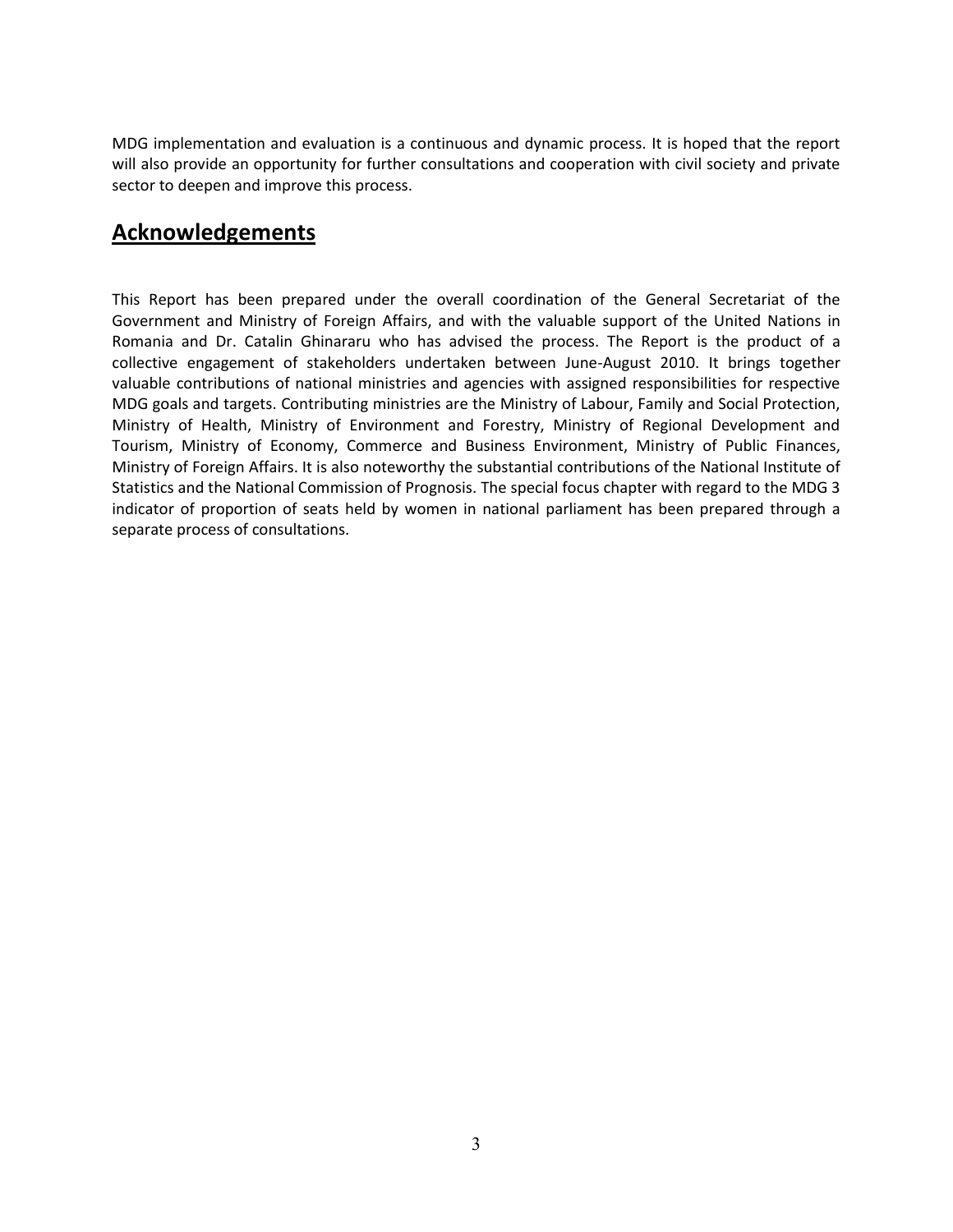MDG implementation and evaluation is a continuous and dynamic process. It is hoped that the report will also provide an opportunity for further consultations and cooperation with civil society and private sector to deepen and improve this process.

## Acknowledgements

This Report has been prepared under the overall coordination of the General Secretariat of the Government and Ministry of Foreign Affairs, and with the valuable support of the United Nations in Romania and Dr. Catalin Ghinararu who has advised the process. The Report is the product of a collective engagement of stakeholders undertaken between June-August 2010. It brings together valuable contributions of national ministries and agencies with assigned responsibilities for respective MDG goals and targets. Contributing ministries are the Ministry of Labour, Family and Social Protection, Ministry of Health, Ministry of Environment and Forestry, Ministry of Regional Development and Tourism, Ministry of Economy, Commerce and Business Environment, Ministry of Public Finances, Ministry of Foreign Affairs. It is also noteworthy the substantial contributions of the National Institute of Statistics and the National Commission of Prognosis. The special focus chapter with regard to the MDG 3 indicator of proportion of seats held by women in national parliament has been prepared through a separate process of consultations.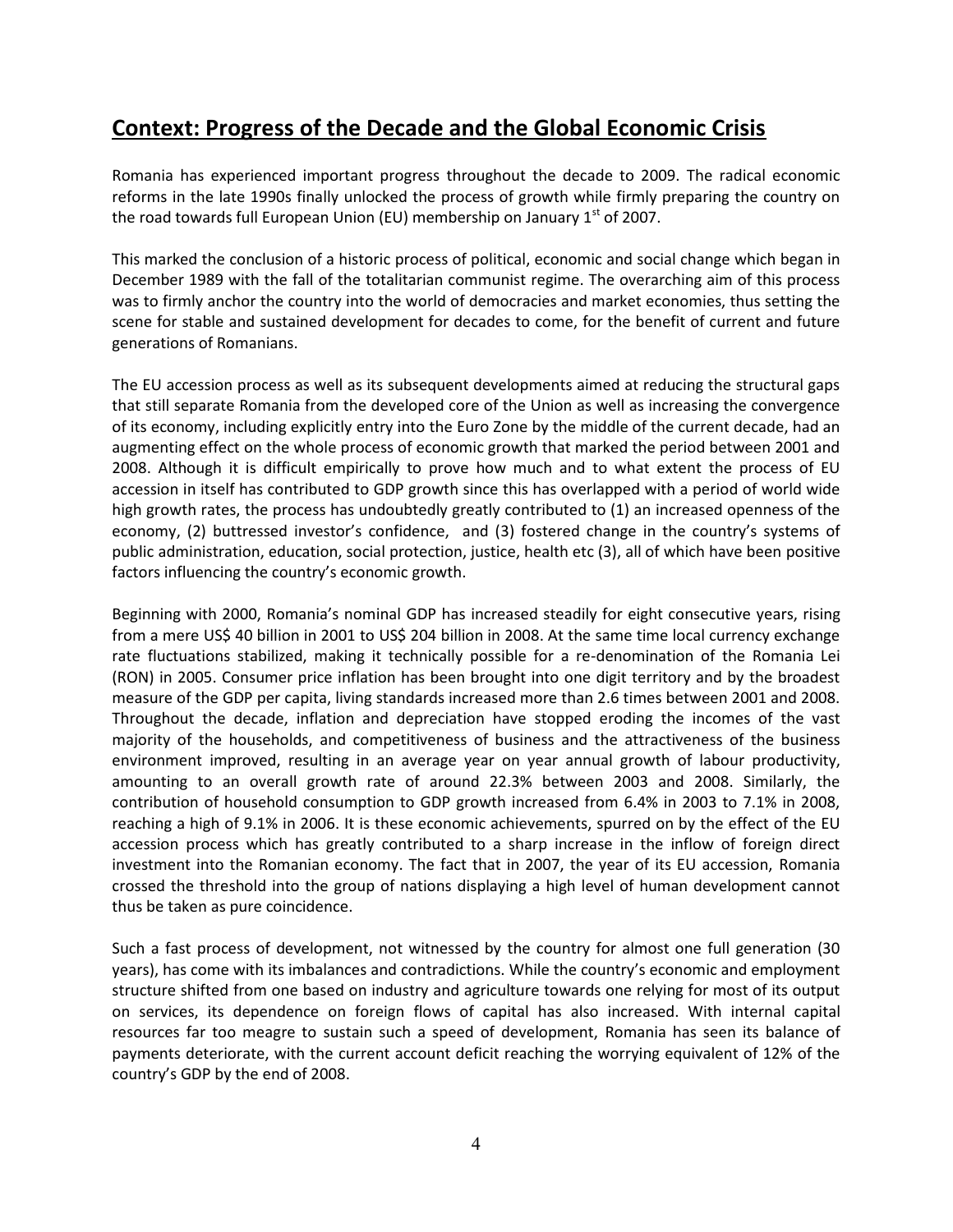## Context: Progress of the Decade and the Global Economic Crisis

Romania has experienced important progress throughout the decade to 2009. The radical economic reforms in the late 1990s finally unlocked the process of growth while firmly preparing the country on the road towards full European Union (EU) membership on January 1st of 2007.

This marked the conclusion of a historic process of political, economic and social change which began in December 1989 with the fall of the totalitarian communist regime. The overarching aim of this process was to firmly anchor the country into the world of democracies and market economies, thus setting the scene for stable and sustained development for decades to come, for the benefit of current and future generations of Romanians.

The EU accession process as well as its subsequent developments aimed at reducing the structural gaps that still separate Romania from the developed core of the Union as well as increasing the convergence of its economy, including explicitly entry into the Euro Zone by the middle of the current decade, had an augmenting effect on the whole process of economic growth that marked the period between 2001 and 2008. Although it is difficult empirically to prove how much and to what extent the process of EU accession in itself has contributed to GDP growth since this has overlapped with a period of world wide high growth rates, the process has undoubtedly greatly contributed to (1) an increased openness of the economy, (2) buttressed investor's confidence, and (3) fostered change in the country's systems of public administration, education, social protection, justice, health etc (3), all of which have been positive factors influencing the country's economic growth.

Beginning with 2000, Romania's nominal GDP has increased steadily for eight consecutive years, rising from a mere US$ 40 billion in 2001 to US$ 204 billion in 2008. At the same time local currency exchange rate fluctuations stabilized, making it technically possible for a re-denomination of the Romania Lei (RON) in 2005. Consumer price inflation has been brought into one digit territory and by the broadest measure of the GDP per capita, living standards increased more than 2.6 times between 2001 and 2008. Throughout the decade, inflation and depreciation have stopped eroding the incomes of the vast majority of the households, and competitiveness of business and the attractiveness of the business environment improved, resulting in an average year on year annual growth of labour productivity, amounting to an overall growth rate of around 22.3% between 2003 and 2008. Similarly, the contribution of household consumption to GDP growth increased from 6.4% in 2003 to 7.1% in 2008, reaching a high of 9.1% in 2006. It is these economic achievements, spurred on by the effect of the EU accession process which has greatly contributed to a sharp increase in the inflow of foreign direct investment into the Romanian economy. The fact that in 2007, the year of its EU accession, Romania crossed the threshold into the group of nations displaying a high level of human development cannot thus be taken as pure coincidence.

Such a fast process of development, not witnessed by the country for almost one full generation (30 years), has come with its imbalances and contradictions. While the country's economic and employment structure shifted from one based on industry and agriculture towards one relying for most of its output on services, its dependence on foreign flows of capital has also increased. With internal capital resources far too meagre to sustain such a speed of development, Romania has seen its balance of payments deteriorate, with the current account deficit reaching the worrying equivalent of 12% of the country's GDP by the end of 2008.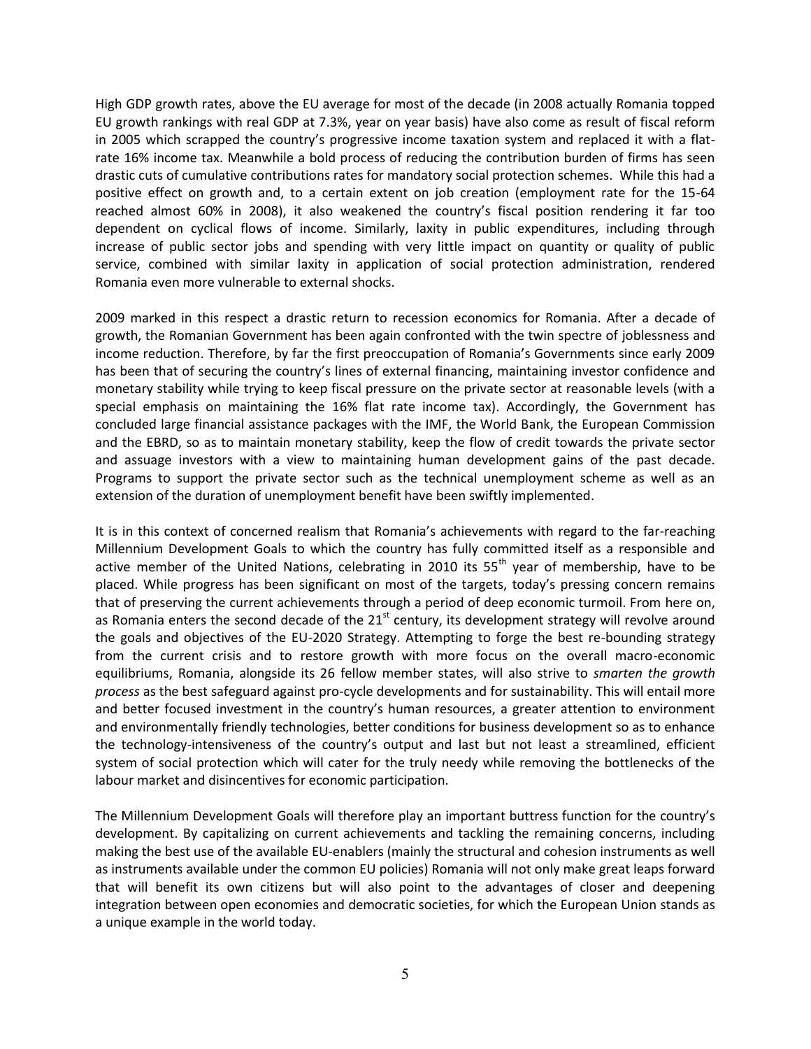High GDP growth rates, above the EU average for most of the decade (in 2008 actually Romania topped EU growth rankings with real GDP at 7.3%, year on year basis) have also come as result of fiscal reform in 2005 which scrapped the country's progressive income taxation system and replaced it with a flat-rate 16% income tax. Meanwhile a bold process of reducing the contribution burden of firms has seen drastic cuts of cumulative contributions rates for mandatory social protection schemes. While this had a positive effect on growth and, to a certain extent on job creation (employment rate for the 15-64 reached almost 60% in 2008), it also weakened the country's fiscal position rendering it far too dependent on cyclical flows of income. Similarly, laxity in public expenditures, including through increase of public sector jobs and spending with very little impact on quantity or quality of public service, combined with similar laxity in application of social protection administration, rendered Romania even more vulnerable to external shocks.

2009 marked in this respect a drastic return to recession economics for Romania. After a decade of growth, the Romanian Government has been again confronted with the twin spectre of joblessness and income reduction. Therefore, by far the first preoccupation of Romania's Governments since early 2009 has been that of securing the country's lines of external financing, maintaining investor confidence and monetary stability while trying to keep fiscal pressure on the private sector at reasonable levels (with a special emphasis on maintaining the 16% flat rate income tax). Accordingly, the Government has concluded large financial assistance packages with the IMF, the World Bank, the European Commission and the EBRD, so as to maintain monetary stability, keep the flow of credit towards the private sector and assuage investors with a view to maintaining human development gains of the past decade. Programs to support the private sector such as the technical unemployment scheme as well as an extension of the duration of unemployment benefit have been swiftly implemented.

It is in this context of concerned realism that Romania's achievements with regard to the far-reaching Millennium Development Goals to which the country has fully committed itself as a responsible and active member of the United Nations, celebrating in 2010 its 55th year of membership, have to be placed. While progress has been significant on most of the targets, today's pressing concern remains that of preserving the current achievements through a period of deep economic turmoil. From here on, as Romania enters the second decade of the 21st century, its development strategy will revolve around the goals and objectives of the EU-2020 Strategy. Attempting to forge the best re-bounding strategy from the current crisis and to restore growth with more focus on the overall macro-economic equilibriums, Romania, alongside its 26 fellow member states, will also strive to *smarten the growth process* as the best safeguard against pro-cycle developments and for sustainability. This will entail more and better focused investment in the country's human resources, a greater attention to environment and environmentally friendly technologies, better conditions for business development so as to enhance the technology-intensiveness of the country's output and last but not least a streamlined, efficient system of social protection which will cater for the truly needy while removing the bottlenecks of the labour market and disincentives for economic participation.

The Millennium Development Goals will therefore play an important buttress function for the country's development. By capitalizing on current achievements and tackling the remaining concerns, including making the best use of the available EU-enablers (mainly the structural and cohesion instruments as well as instruments available under the common EU policies) Romania will not only make great leaps forward that will benefit its own citizens but will also point to the advantages of closer and deepening integration between open economies and democratic societies, for which the European Union stands as a unique example in the world today.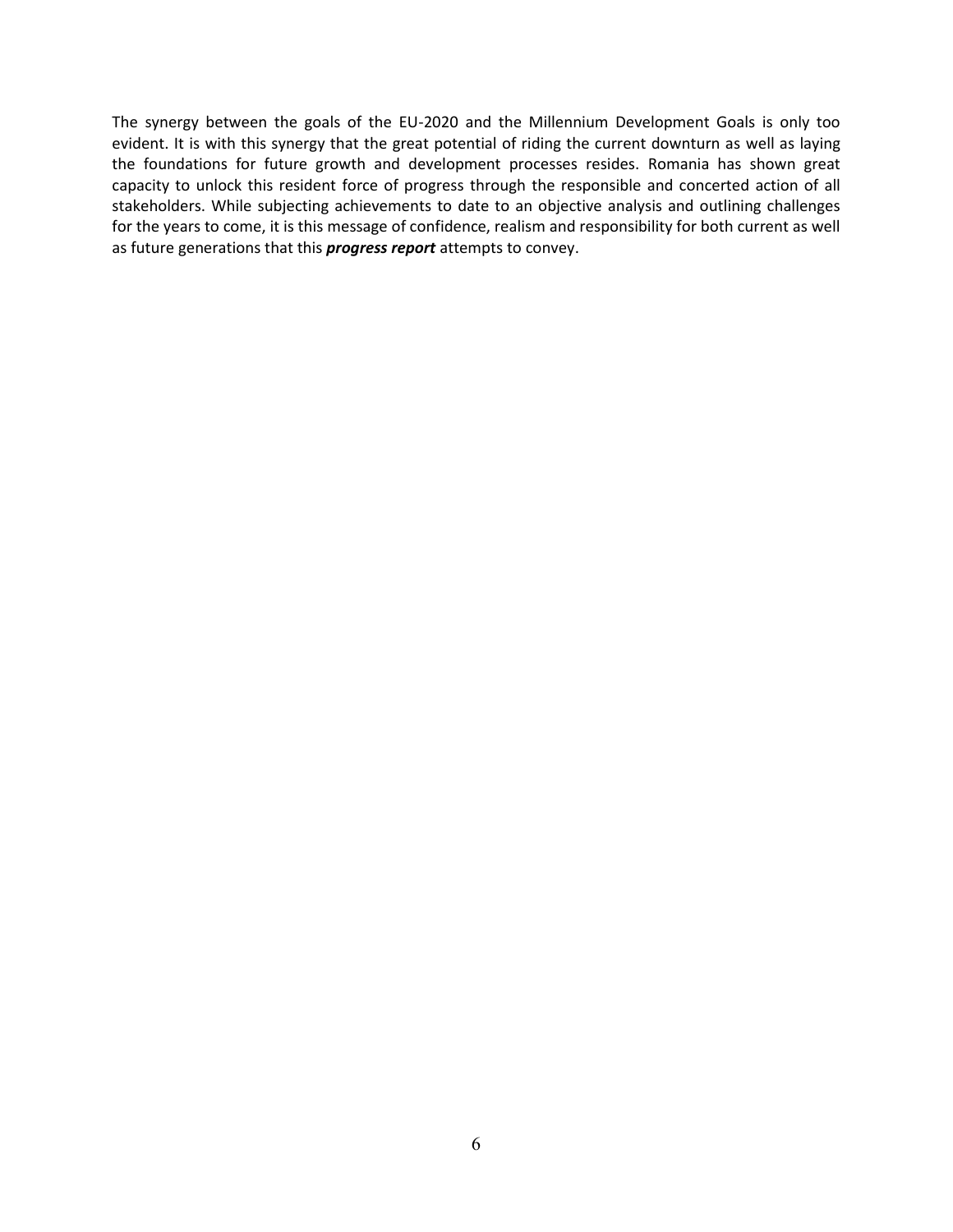The synergy between the goals of the EU-2020 and the Millennium Development Goals is only too evident. It is with this synergy that the great potential of riding the current downturn as well as laying the foundations for future growth and development processes resides. Romania has shown great capacity to unlock this resident force of progress through the responsible and concerted action of all stakeholders. While subjecting achievements to date to an objective analysis and outlining challenges for the years to come, it is this message of confidence, realism and responsibility for both current as well as future generations that this ***progress report*** attempts to convey.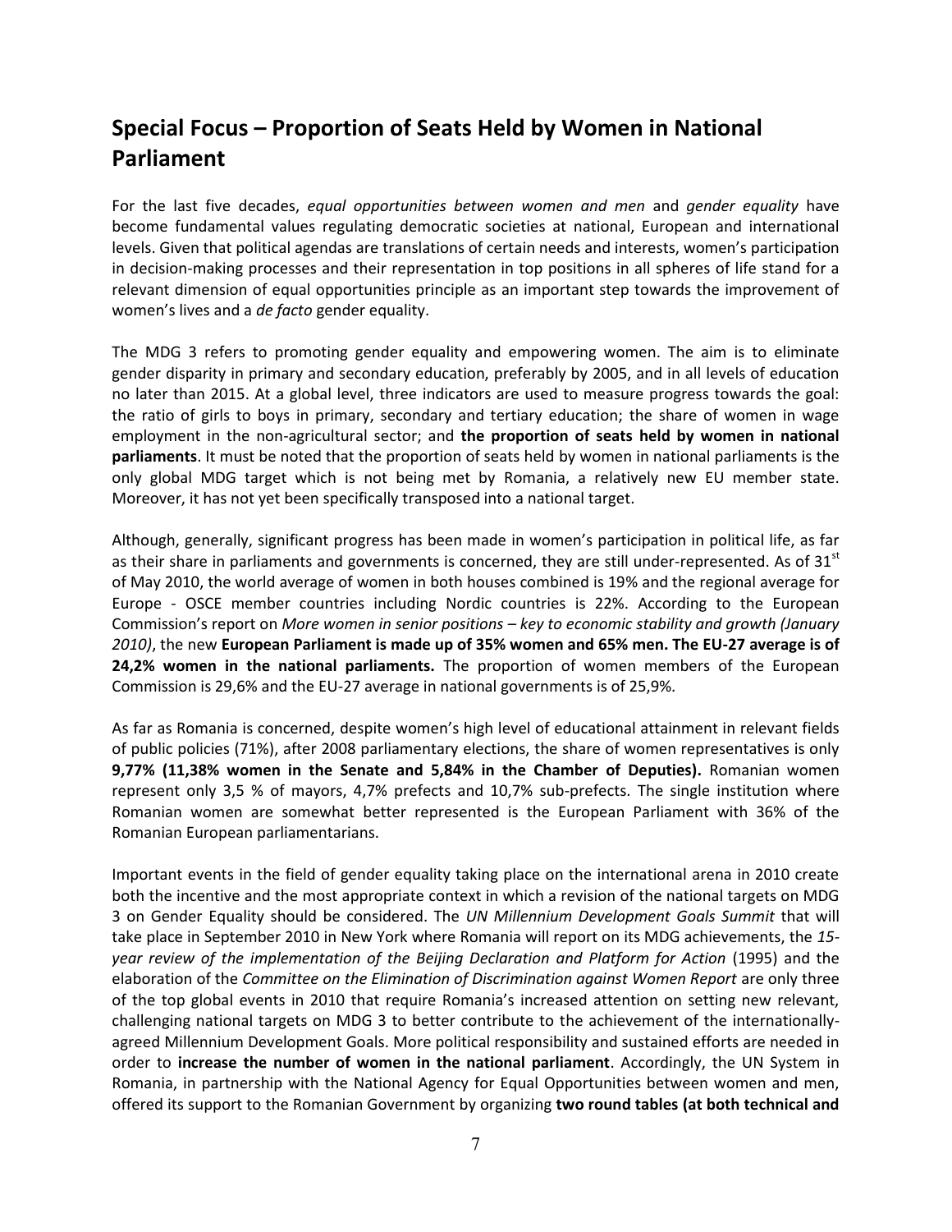## Special Focus – Proportion of Seats Held by Women in National Parliament

For the last five decades, *equal opportunities between women and men* and *gender equality* have become fundamental values regulating democratic societies at national, European and international levels. Given that political agendas are translations of certain needs and interests, women's participation in decision-making processes and their representation in top positions in all spheres of life stand for a relevant dimension of equal opportunities principle as an important step towards the improvement of women's lives and a *de facto* gender equality.

The MDG 3 refers to promoting gender equality and empowering women. The aim is to eliminate gender disparity in primary and secondary education, preferably by 2005, and in all levels of education no later than 2015. At a global level, three indicators are used to measure progress towards the goal: the ratio of girls to boys in primary, secondary and tertiary education; the share of women in wage employment in the non-agricultural sector; and **the proportion of seats held by women in national parliaments**. It must be noted that the proportion of seats held by women in national parliaments is the only global MDG target which is not being met by Romania, a relatively new EU member state. Moreover, it has not yet been specifically transposed into a national target.

Although, generally, significant progress has been made in women's participation in political life, as far as their share in parliaments and governments is concerned, they are still under-represented. As of 31st of May 2010, the world average of women in both houses combined is 19% and the regional average for Europe - OSCE member countries including Nordic countries is 22%. According to the European Commission's report on *More women in senior positions – key to economic stability and growth (January 2010)*, the new **European Parliament is made up of 35% women and 65% men. The EU-27 average is of 24,2% women in the national parliaments.** The proportion of women members of the European Commission is 29,6% and the EU-27 average in national governments is of 25,9%.

As far as Romania is concerned, despite women's high level of educational attainment in relevant fields of public policies (71%), after 2008 parliamentary elections, the share of women representatives is only **9,77% (11,38% women in the Senate and 5,84% in the Chamber of Deputies).** Romanian women represent only 3,5 % of mayors, 4,7% prefects and 10,7% sub-prefects. The single institution where Romanian women are somewhat better represented is the European Parliament with 36% of the Romanian European parliamentarians.

Important events in the field of gender equality taking place on the international arena in 2010 create both the incentive and the most appropriate context in which a revision of the national targets on MDG 3 on Gender Equality should be considered. The *UN Millennium Development Goals Summit* that will take place in September 2010 in New York where Romania will report on its MDG achievements, the *15-year review of the implementation of the Beijing Declaration and Platform for Action* (1995) and the elaboration of the *Committee on the Elimination of Discrimination against Women Report* are only three of the top global events in 2010 that require Romania's increased attention on setting new relevant, challenging national targets on MDG 3 to better contribute to the achievement of the internationally-agreed Millennium Development Goals. More political responsibility and sustained efforts are needed in order to **increase the number of women in the national parliament**. Accordingly, the UN System in Romania, in partnership with the National Agency for Equal Opportunities between women and men, offered its support to the Romanian Government by organizing **two round tables (at both technical and**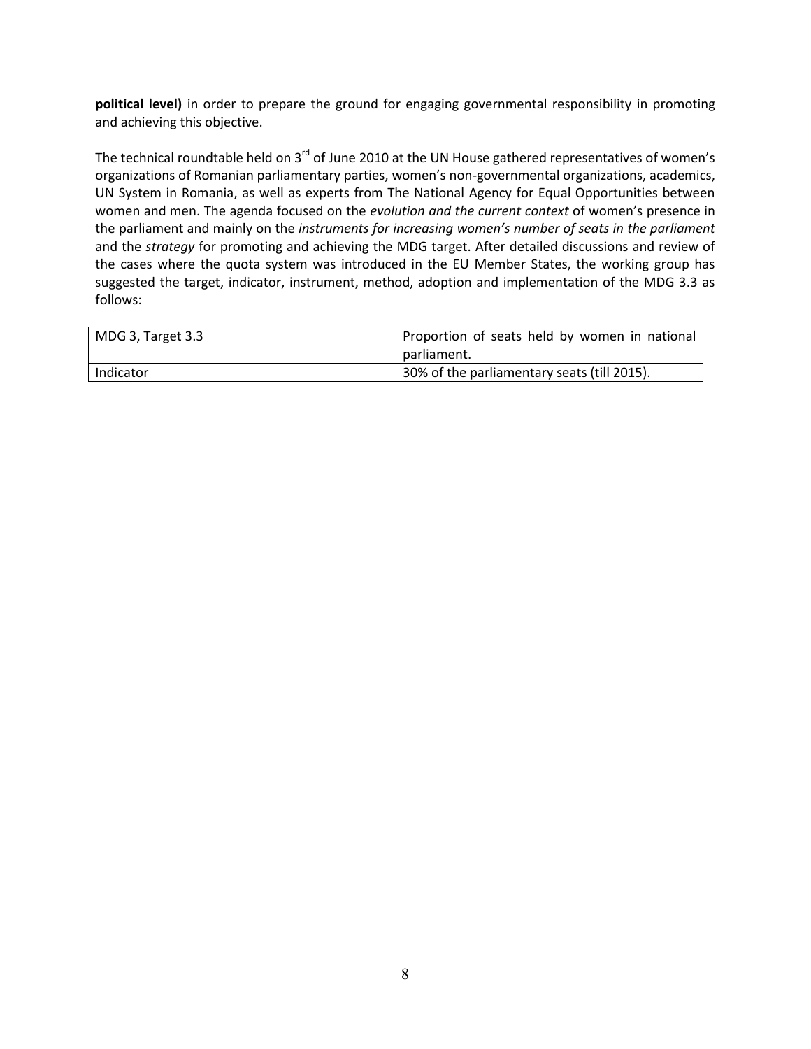**political level)** in order to prepare the ground for engaging governmental responsibility in promoting and achieving this objective.

The technical roundtable held on 3rd of June 2010 at the UN House gathered representatives of women's organizations of Romanian parliamentary parties, women's non-governmental organizations, academics, UN System in Romania, as well as experts from The National Agency for Equal Opportunities between women and men. The agenda focused on the *evolution and the current context* of women's presence in the parliament and mainly on the *instruments for increasing women's number of seats in the parliament* and the *strategy* for promoting and achieving the MDG target. After detailed discussions and review of the cases where the quota system was introduced in the EU Member States, the working group has suggested the target, indicator, instrument, method, adoption and implementation of the MDG 3.3 as follows:

| MDG 3, Target 3.3 | Proportion of seats held by women in national parliament. |
|---|---|
| Indicator | 30% of the parliamentary seats (till 2015). |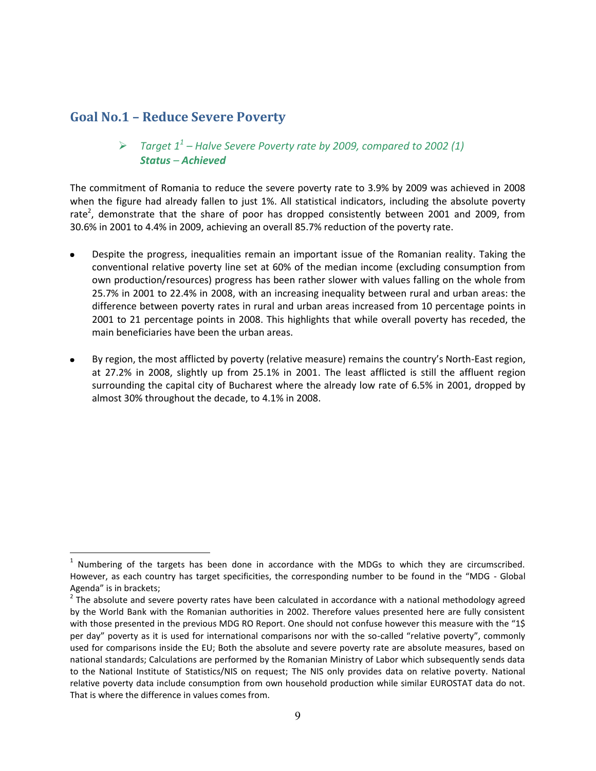## Goal No.1 – Reduce Severe Poverty

> *Target 1[1] – Halve Severe Poverty rate by 2009, compared to 2002 (1)*
> ***Status – Achieved***

The commitment of Romania to reduce the severe poverty rate to 3.9% by 2009 was achieved in 2008 when the figure had already fallen to just 1%. All statistical indicators, including the absolute poverty rate[2], demonstrate that the share of poor has dropped consistently between 2001 and 2009, from 30.6% in 2001 to 4.4% in 2009, achieving an overall 85.7% reduction of the poverty rate.

- Despite the progress, inequalities remain an important issue of the Romanian reality. Taking the conventional relative poverty line set at 60% of the median income (excluding consumption from own production/resources) progress has been rather slower with values falling on the whole from 25.7% in 2001 to 22.4% in 2008, with an increasing inequality between rural and urban areas: the difference between poverty rates in rural and urban areas increased from 10 percentage points in 2001 to 21 percentage points in 2008. This highlights that while overall poverty has receded, the main beneficiaries have been the urban areas.

- By region, the most afflicted by poverty (relative measure) remains the country's North-East region, at 27.2% in 2008, slightly up from 25.1% in 2001. The least afflicted is still the affluent region surrounding the capital city of Bucharest where the already low rate of 6.5% in 2001, dropped by almost 30% throughout the decade, to 4.1% in 2008.

---

[1] Numbering of the targets has been done in accordance with the MDGs to which they are circumscribed. However, as each country has target specificities, the corresponding number to be found in the "MDG - Global Agenda" is in brackets;

[2] The absolute and severe poverty rates have been calculated in accordance with a national methodology agreed by the World Bank with the Romanian authorities in 2002. Therefore values presented here are fully consistent with those presented in the previous MDG RO Report. One should not confuse however this measure with the "1$ per day" poverty as it is used for international comparisons nor with the so-called "relative poverty", commonly used for comparisons inside the EU; Both the absolute and severe poverty rate are absolute measures, based on national standards; Calculations are performed by the Romanian Ministry of Labor which subsequently sends data to the National Institute of Statistics/NIS on request; The NIS only provides data on relative poverty. National relative poverty data include consumption from own household production while similar EUROSTAT data do not. That is where the difference in values comes from.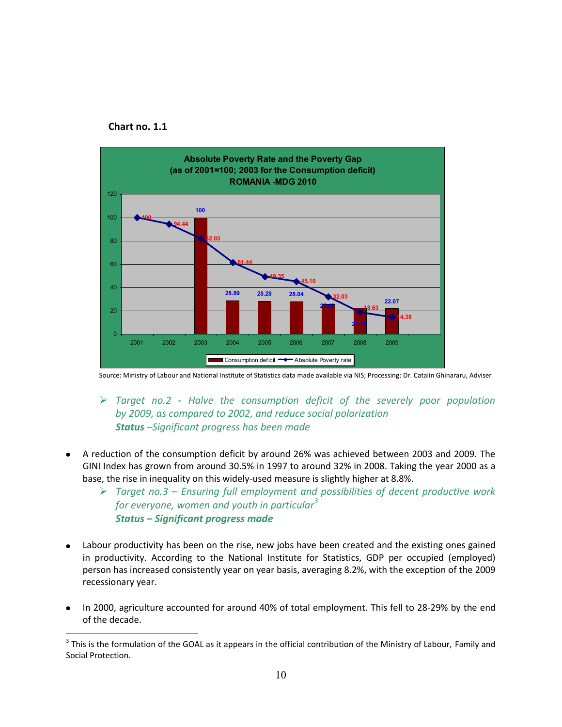**Chart no. 1.1**

Absolute Poverty Rate and the Poverty Gap
(as of 2001=100; 2003 for the Consumption deficit)
ROMANIA -MDG 2010

| Year | Consumption deficit | Absolute Poverty rate |
|---|---|---|
| 2001 | | 100 |
| 2002 | | 94.44 |
| 2003 | 100 | 82.03 |
| 2004 | 28.89 | 61.44 |
| 2005 | 28.28 | 49.35 |
| 2006 | 28.04 | 45.10 |
| 2007 | 25.49 | 32.03 |
| 2008 | 22.19 | 18.63 |
| 2009 | 22.07 | 14.38 |

Source: Ministry of Labour and National Institute of Statistics data made available via NIS; Processing: Dr. Catalin Ghinararu, Adviser

- *Target no.2 - Halve the consumption deficit of the severely poor population by 2009, as compared to 2002, and reduce social polarization*
  ***Status** –Significant progress has been made*

- A reduction of the consumption deficit by around 26% was achieved between 2003 and 2009. The GINI Index has grown from around 30.5% in 1997 to around 32% in 2008. Taking the year 2000 as a base, the rise in inequality on this widely-used measure is slightly higher at 8.8%.
  - *Target no.3 – Ensuring full employment and possibilities of decent productive work for everyone, women and youth in particular*[3]
    ***Status – Significant progress made***

- Labour productivity has been on the rise, new jobs have been created and the existing ones gained in productivity. According to the National Institute for Statistics, GDP per occupied (employed) person has increased consistently year on year basis, averaging 8.2%, with the exception of the 2009 recessionary year.

- In 2000, agriculture accounted for around 40% of total employment. This fell to 28-29% by the end of the decade.

[3] This is the formulation of the GOAL as it appears in the official contribution of the Ministry of Labour, Family and Social Protection.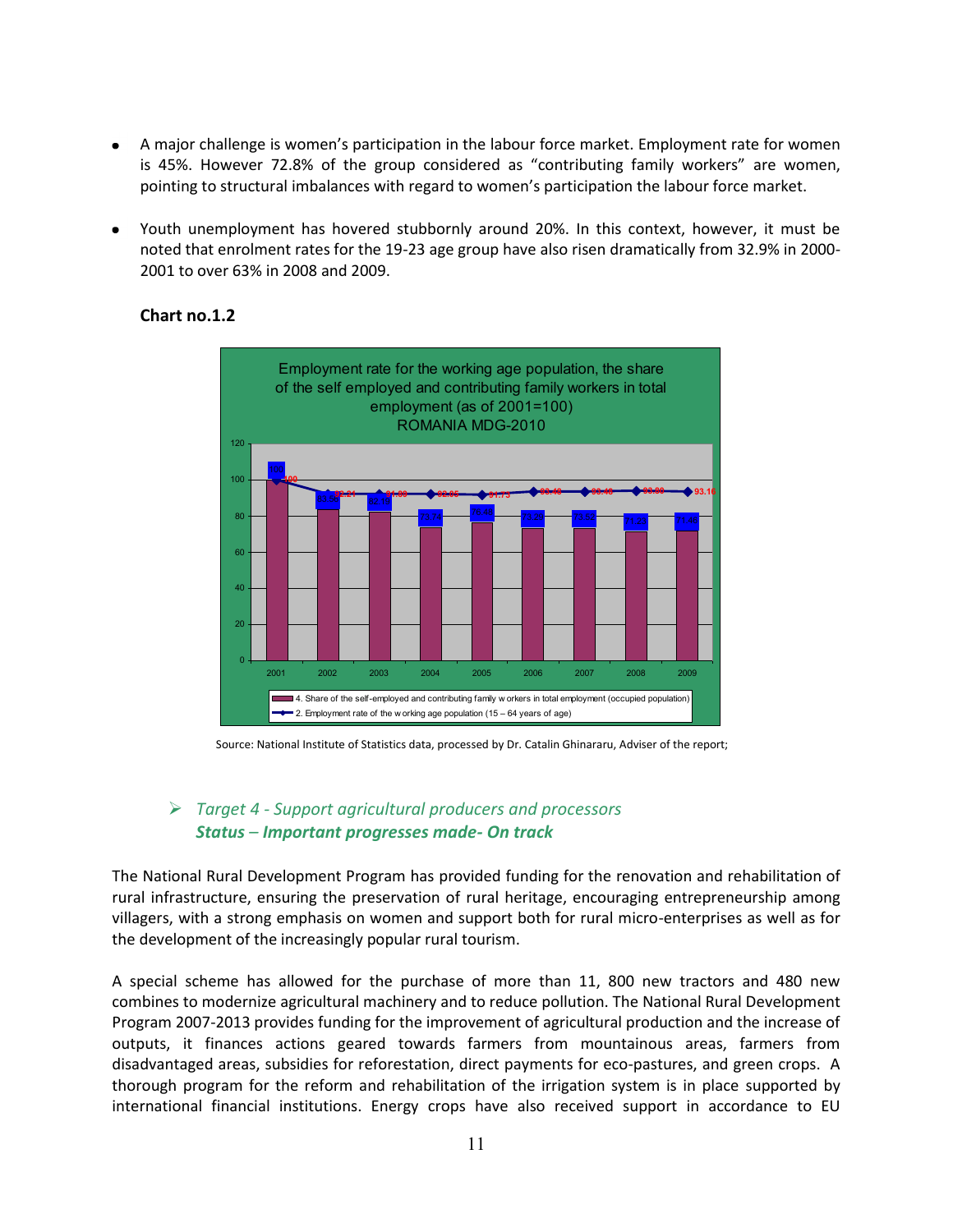- A major challenge is women's participation in the labour force market. Employment rate for women is 45%. However 72.8% of the group considered as "contributing family workers" are women, pointing to structural imbalances with regard to women's participation the labour force market.

- Youth unemployment has hovered stubbornly around 20%. In this context, however, it must be noted that enrolment rates for the 19-23 age group have also risen dramatically from 32.9% in 2000-2001 to over 63% in 2008 and 2009.

**Chart no.1.2**

Employment rate for the working age population, the share of the self employed and contributing family workers in total employment (as of 2001=100) ROMANIA MDG-2010

| Year | 4. Share of the self-employed and contributing family workers in total employment (occupied population) | 2. Employment rate of the working age population (15 – 64 years of age) |
|---|---|---|
| 2001 | 100 | 100 |
| 2002 | 83.53 | 92.24 |
| 2003 | 82.16 | 91.99 |
| 2004 | 73.75 | 92.05 |
| 2005 | 76.43 | 91.73 |
| 2006 | 73.29 | 93.48 |
| 2007 | 73.32 | 93.48 |
| 2008 | 71.27 | 93.88 |
| 2009 | 71.48 | 93.16 |

Source: National Institute of Statistics data, processed by Dr. Catalin Ghinararu, Adviser of the report;

- *Target 4 - Support agricultural producers and processors*
  ***Status – Important progresses made- On track***

The National Rural Development Program has provided funding for the renovation and rehabilitation of rural infrastructure, ensuring the preservation of rural heritage, encouraging entrepreneurship among villagers, with a strong emphasis on women and support both for rural micro-enterprises as well as for the development of the increasingly popular rural tourism.

A special scheme has allowed for the purchase of more than 11, 800 new tractors and 480 new combines to modernize agricultural machinery and to reduce pollution. The National Rural Development Program 2007-2013 provides funding for the improvement of agricultural production and the increase of outputs, it finances actions geared towards farmers from mountainous areas, farmers from disadvantaged areas, subsidies for reforestation, direct payments for eco-pastures, and green crops. A thorough program for the reform and rehabilitation of the irrigation system is in place supported by international financial institutions. Energy crops have also received support in accordance to EU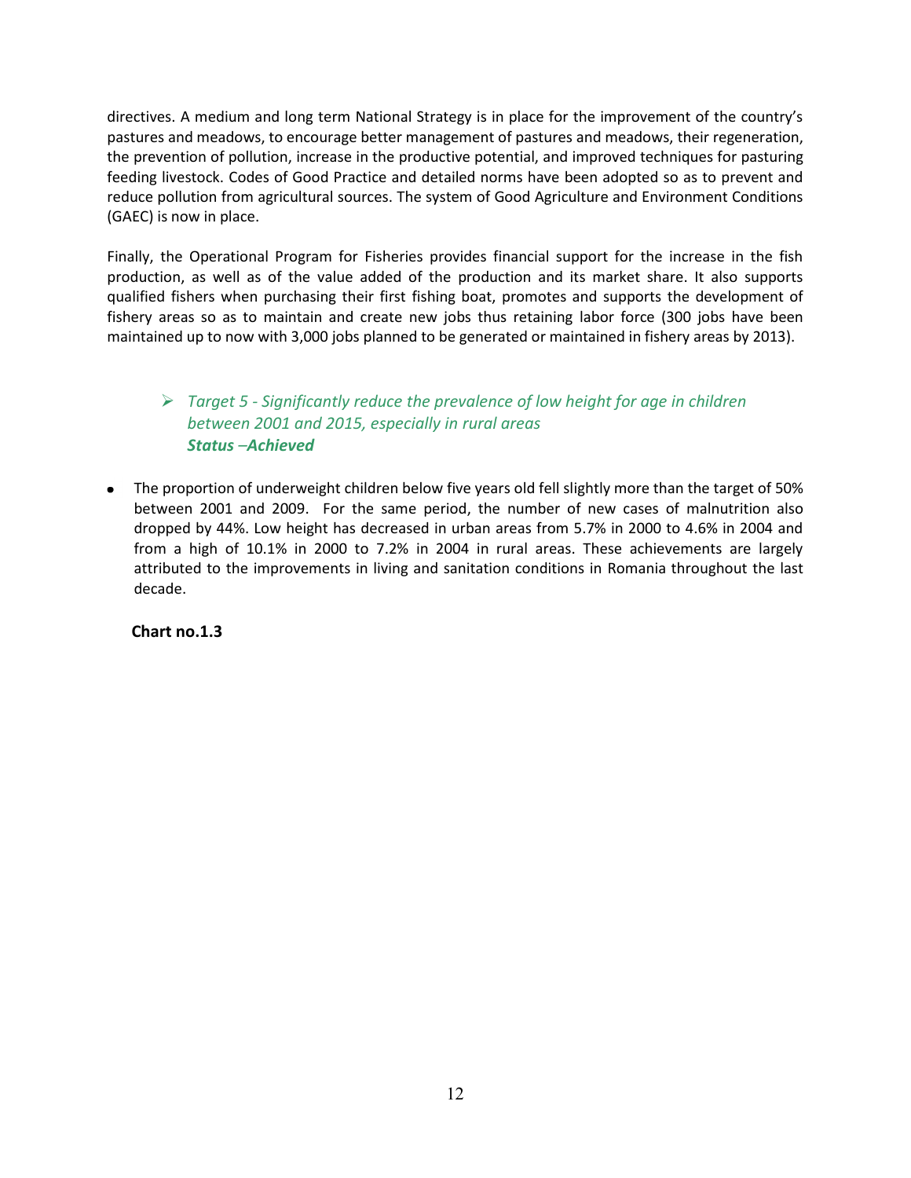directives. A medium and long term National Strategy is in place for the improvement of the country's pastures and meadows, to encourage better management of pastures and meadows, their regeneration, the prevention of pollution, increase in the productive potential, and improved techniques for pasturing feeding livestock. Codes of Good Practice and detailed norms have been adopted so as to prevent and reduce pollution from agricultural sources. The system of Good Agriculture and Environment Conditions (GAEC) is now in place.

Finally, the Operational Program for Fisheries provides financial support for the increase in the fish production, as well as of the value added of the production and its market share. It also supports qualified fishers when purchasing their first fishing boat, promotes and supports the development of fishery areas so as to maintain and create new jobs thus retaining labor force (300 jobs have been maintained up to now with 3,000 jobs planned to be generated or maintained in fishery areas by 2013).

- *Target 5 - Significantly reduce the prevalence of low height for age in children between 2001 and 2015, especially in rural areas*
  ***Status –Achieved***

- The proportion of underweight children below five years old fell slightly more than the target of 50% between 2001 and 2009. For the same period, the number of new cases of malnutrition also dropped by 44%. Low height has decreased in urban areas from 5.7% in 2000 to 4.6% in 2004 and from a high of 10.1% in 2000 to 7.2% in 2004 in rural areas. These achievements are largely attributed to the improvements in living and sanitation conditions in Romania throughout the last decade.

**Chart no.1.3**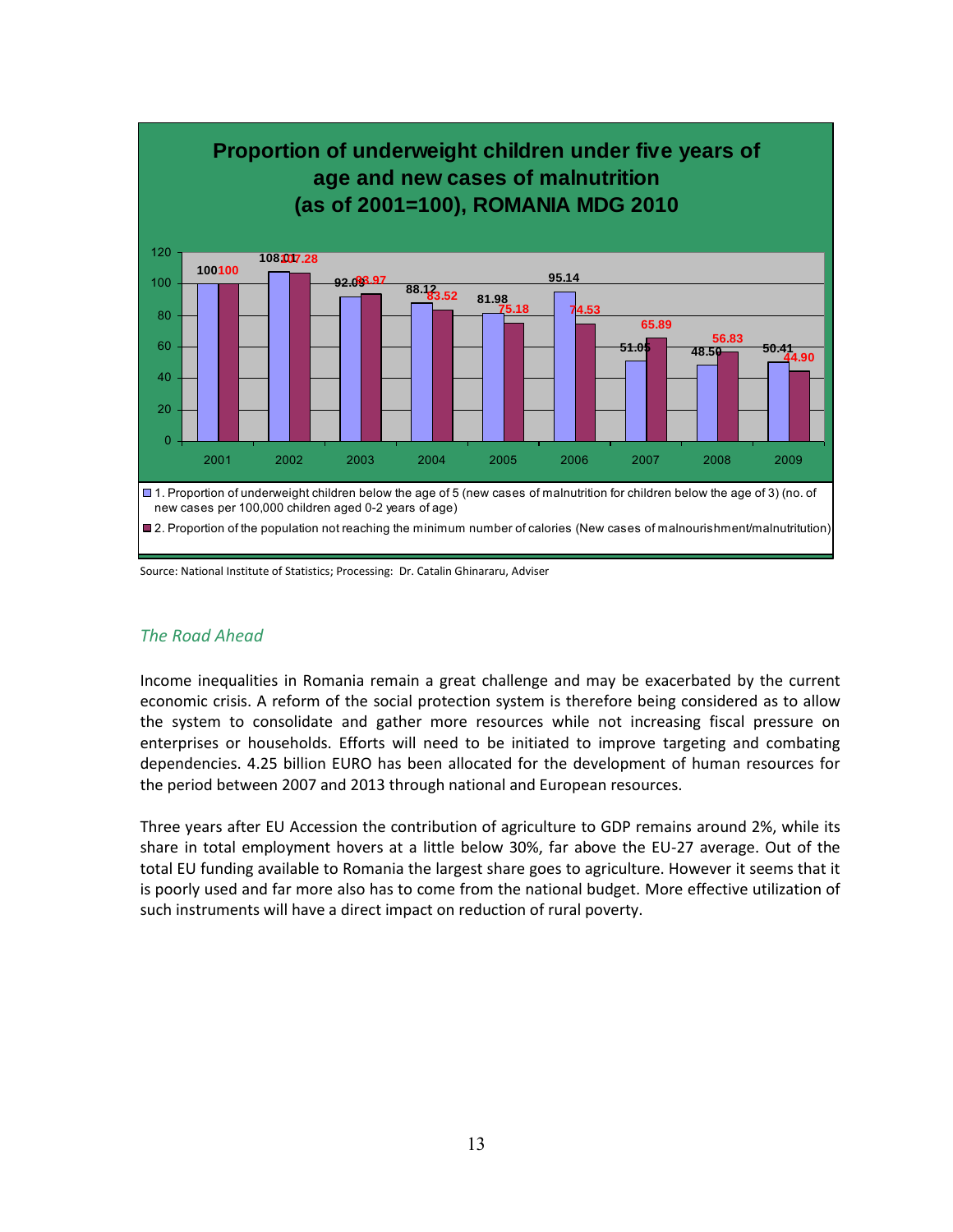**Proportion of underweight children under five years of age and new cases of malnutrition (as of 2001=100), ROMANIA MDG 2010**

| Year | 1. Proportion of underweight children below the age of 5 (new cases of malnutrition for children below the age of 3) (no. of new cases per 100,000 children aged 0-2 years of age) | 2. Proportion of the population not reaching the minimum number of calories (New cases of malnourishment/malnutrition) |
|---|---|---|
| 2001 | 100 | 100 |
| 2002 | 108.01 | 107.28 |
| 2003 | 92.09 | 93.97 |
| 2004 | 88.12 | 83.52 |
| 2005 | 81.98 | 75.18 |
| 2006 | 95.14 | 74.53 |
| 2007 | 51.05 | 65.89 |
| 2008 | 48.50 | 56.83 |
| 2009 | 50.41 | 44.90 |

Source: National Institute of Statistics; Processing: Dr. Catalin Ghinararu, Adviser

### *The Road Ahead*

Income inequalities in Romania remain a great challenge and may be exacerbated by the current economic crisis. A reform of the social protection system is therefore being considered as to allow the system to consolidate and gather more resources while not increasing fiscal pressure on enterprises or households. Efforts will need to be initiated to improve targeting and combating dependencies. 4.25 billion EURO has been allocated for the development of human resources for the period between 2007 and 2013 through national and European resources.

Three years after EU Accession the contribution of agriculture to GDP remains around 2%, while its share in total employment hovers at a little below 30%, far above the EU-27 average. Out of the total EU funding available to Romania the largest share goes to agriculture. However it seems that it is poorly used and far more also has to come from the national budget. More effective utilization of such instruments will have a direct impact on reduction of rural poverty.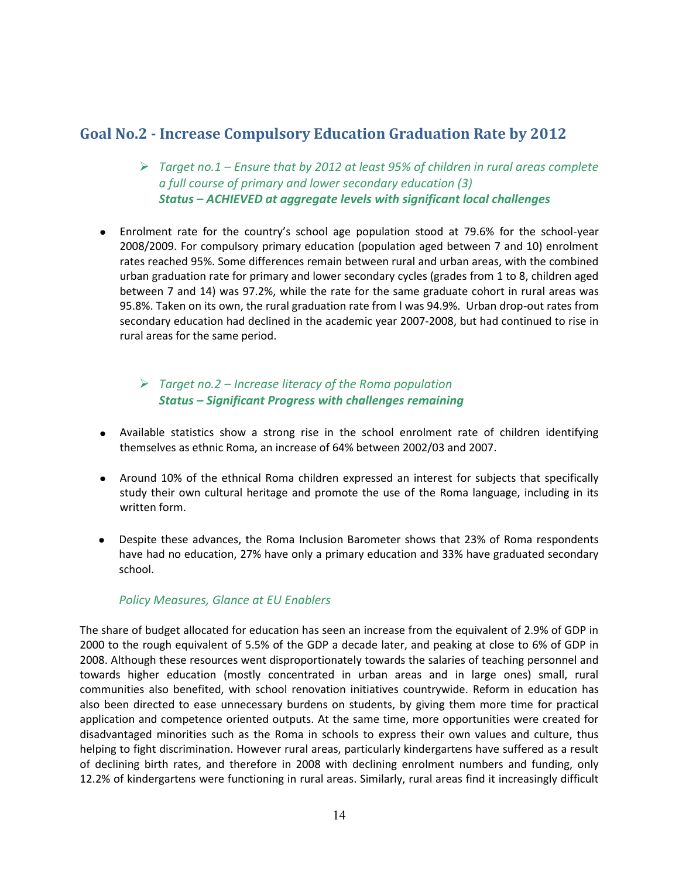## Goal No.2 - Increase Compulsory Education Graduation Rate by 2012

- *Target no.1 – Ensure that by 2012 at least 95% of children in rural areas complete a full course of primary and lower secondary education (3)*
  ***Status – ACHIEVED at aggregate levels with significant local challenges***

- Enrolment rate for the country's school age population stood at 79.6% for the school-year 2008/2009. For compulsory primary education (population aged between 7 and 10) enrolment rates reached 95%. Some differences remain between rural and urban areas, with the combined urban graduation rate for primary and lower secondary cycles (grades from 1 to 8, children aged between 7 and 14) was 97.2%, while the rate for the same graduate cohort in rural areas was 95.8%. Taken on its own, the rural graduation rate from l was 94.9%. Urban drop-out rates from secondary education had declined in the academic year 2007-2008, but had continued to rise in rural areas for the same period.

- *Target no.2 – Increase literacy of the Roma population*
  ***Status – Significant Progress with challenges remaining***

- Available statistics show a strong rise in the school enrolment rate of children identifying themselves as ethnic Roma, an increase of 64% between 2002/03 and 2007.

- Around 10% of the ethnical Roma children expressed an interest for subjects that specifically study their own cultural heritage and promote the use of the Roma language, including in its written form.

- Despite these advances, the Roma Inclusion Barometer shows that 23% of Roma respondents have had no education, 27% have only a primary education and 33% have graduated secondary school.

*Policy Measures, Glance at EU Enablers*

The share of budget allocated for education has seen an increase from the equivalent of 2.9% of GDP in 2000 to the rough equivalent of 5.5% of the GDP a decade later, and peaking at close to 6% of GDP in 2008. Although these resources went disproportionately towards the salaries of teaching personnel and towards higher education (mostly concentrated in urban areas and in large ones) small, rural communities also benefited, with school renovation initiatives countrywide. Reform in education has also been directed to ease unnecessary burdens on students, by giving them more time for practical application and competence oriented outputs. At the same time, more opportunities were created for disadvantaged minorities such as the Roma in schools to express their own values and culture, thus helping to fight discrimination. However rural areas, particularly kindergartens have suffered as a result of declining birth rates, and therefore in 2008 with declining enrolment numbers and funding, only 12.2% of kindergartens were functioning in rural areas. Similarly, rural areas find it increasingly difficult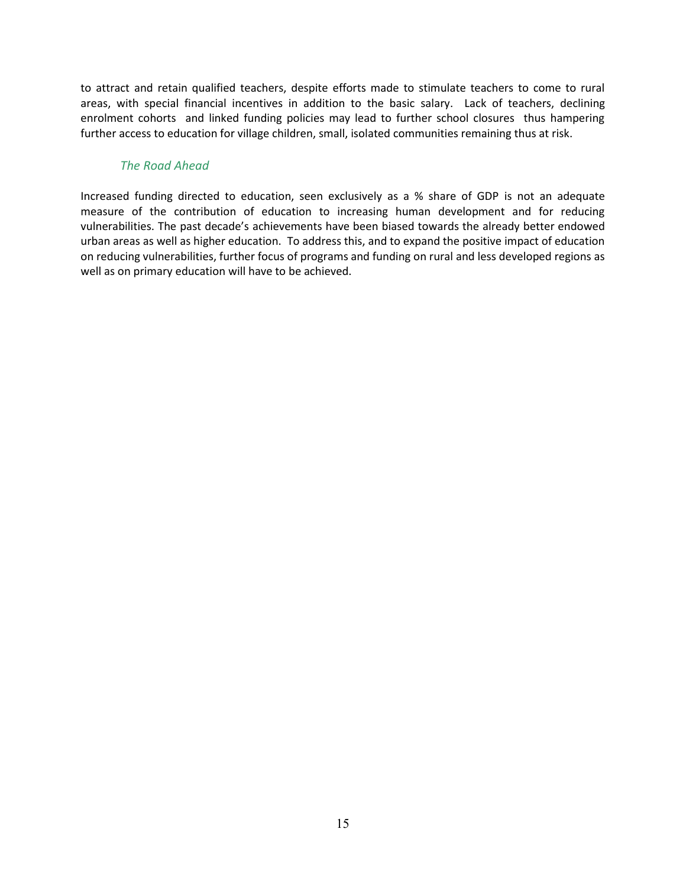to attract and retain qualified teachers, despite efforts made to stimulate teachers to come to rural areas, with special financial incentives in addition to the basic salary. Lack of teachers, declining enrolment cohorts and linked funding policies may lead to further school closures thus hampering further access to education for village children, small, isolated communities remaining thus at risk.

### *The Road Ahead*

Increased funding directed to education, seen exclusively as a % share of GDP is not an adequate measure of the contribution of education to increasing human development and for reducing vulnerabilities. The past decade's achievements have been biased towards the already better endowed urban areas as well as higher education. To address this, and to expand the positive impact of education on reducing vulnerabilities, further focus of programs and funding on rural and less developed regions as well as on primary education will have to be achieved.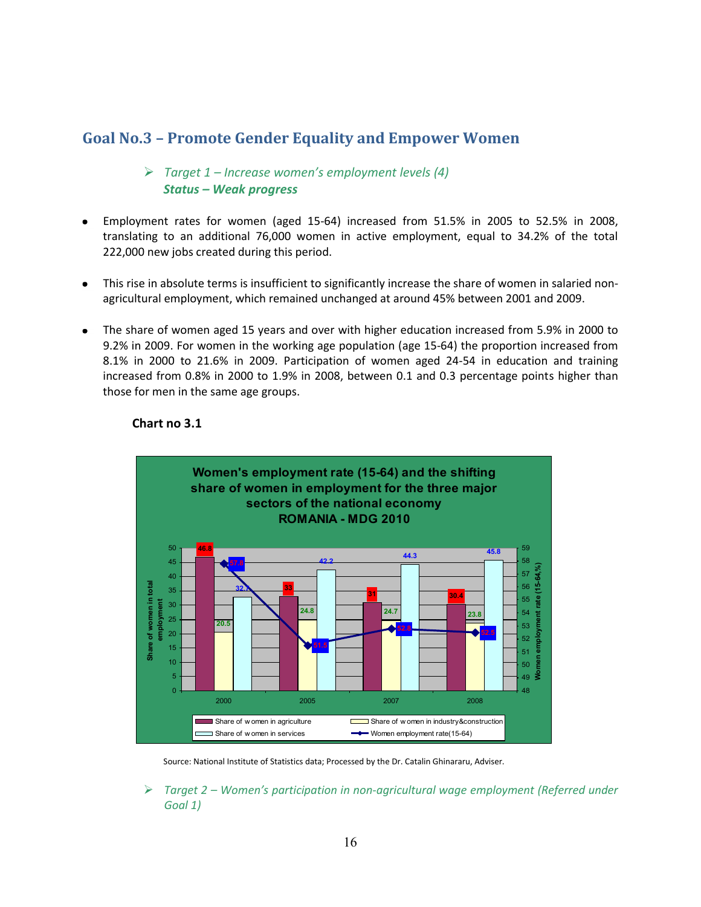## Goal No.3 – Promote Gender Equality and Empower Women

> *Target 1 – Increase women's employment levels (4)*
> ***Status – Weak progress***

- Employment rates for women (aged 15-64) increased from 51.5% in 2005 to 52.5% in 2008, translating to an additional 76,000 women in active employment, equal to 34.2% of the total 222,000 new jobs created during this period.

- This rise in absolute terms is insufficient to significantly increase the share of women in salaried non-agricultural employment, which remained unchanged at around 45% between 2001 and 2009.

- The share of women aged 15 years and over with higher education increased from 5.9% in 2000 to 9.2% in 2009. For women in the working age population (age 15-64) the proportion increased from 8.1% in 2000 to 21.6% in 2009. Participation of women aged 24-54 in education and training increased from 0.8% in 2000 to 1.9% in 2008, between 0.1 and 0.3 percentage points higher than those for men in the same age groups.

**Chart no 3.1**

**Women's employment rate (15-64) and the shifting share of women in employment for the three major sectors of the national economy ROMANIA - MDG 2010**

| Year | Share of women in agriculture | Share of women in industry&construction | Share of women in services | Women employment rate(15-64) |
|---|---|---|---|---|
| 2000 | 46.8 | 20.5 | 32.7 | 57.8 |
| 2005 | 33 | 24.8 | 42.2 | 51.5 |
| 2007 | 31 | 24.7 | 44.3 | 52.8 |
| 2008 | 30.4 | 23.8 | 45.8 | 52.5 |

Source: National Institute of Statistics data; Processed by the Dr. Catalin Ghinararu, Adviser.

> *Target 2 – Women's participation in non-agricultural wage employment (Referred under Goal 1)*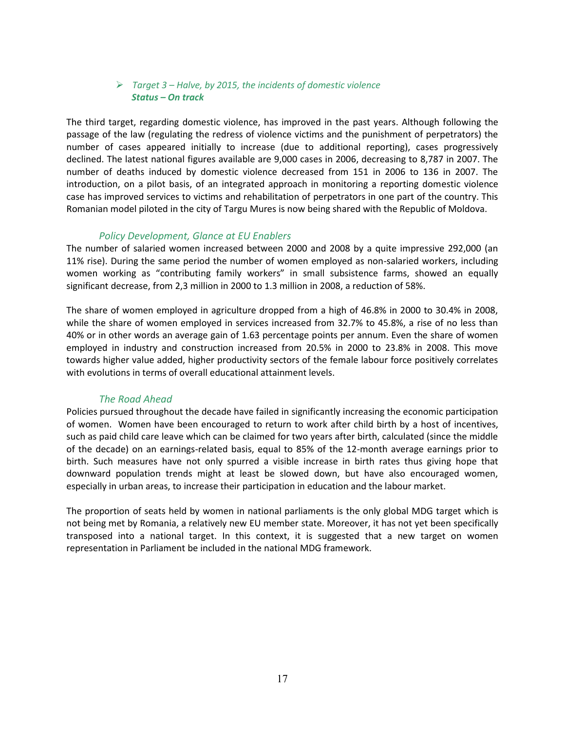- *Target 3 – Halve, by 2015, the incidents of domestic violence*
  ***Status – On track***

The third target, regarding domestic violence, has improved in the past years. Although following the passage of the law (regulating the redress of violence victims and the punishment of perpetrators) the number of cases appeared initially to increase (due to additional reporting), cases progressively declined. The latest national figures available are 9,000 cases in 2006, decreasing to 8,787 in 2007. The number of deaths induced by domestic violence decreased from 151 in 2006 to 136 in 2007. The introduction, on a pilot basis, of an integrated approach in monitoring a reporting domestic violence case has improved services to victims and rehabilitation of perpetrators in one part of the country. This Romanian model piloted in the city of Targu Mures is now being shared with the Republic of Moldova.

### *Policy Development, Glance at EU Enablers*

The number of salaried women increased between 2000 and 2008 by a quite impressive 292,000 (an 11% rise). During the same period the number of women employed as non-salaried workers, including women working as "contributing family workers" in small subsistence farms, showed an equally significant decrease, from 2,3 million in 2000 to 1.3 million in 2008, a reduction of 58%.

The share of women employed in agriculture dropped from a high of 46.8% in 2000 to 30.4% in 2008, while the share of women employed in services increased from 32.7% to 45.8%, a rise of no less than 40% or in other words an average gain of 1.63 percentage points per annum. Even the share of women employed in industry and construction increased from 20.5% in 2000 to 23.8% in 2008. This move towards higher value added, higher productivity sectors of the female labour force positively correlates with evolutions in terms of overall educational attainment levels.

### *The Road Ahead*

Policies pursued throughout the decade have failed in significantly increasing the economic participation of women. Women have been encouraged to return to work after child birth by a host of incentives, such as paid child care leave which can be claimed for two years after birth, calculated (since the middle of the decade) on an earnings-related basis, equal to 85% of the 12-month average earnings prior to birth. Such measures have not only spurred a visible increase in birth rates thus giving hope that downward population trends might at least be slowed down, but have also encouraged women, especially in urban areas, to increase their participation in education and the labour market.

The proportion of seats held by women in national parliaments is the only global MDG target which is not being met by Romania, a relatively new EU member state. Moreover, it has not yet been specifically transposed into a national target. In this context, it is suggested that a new target on women representation in Parliament be included in the national MDG framework.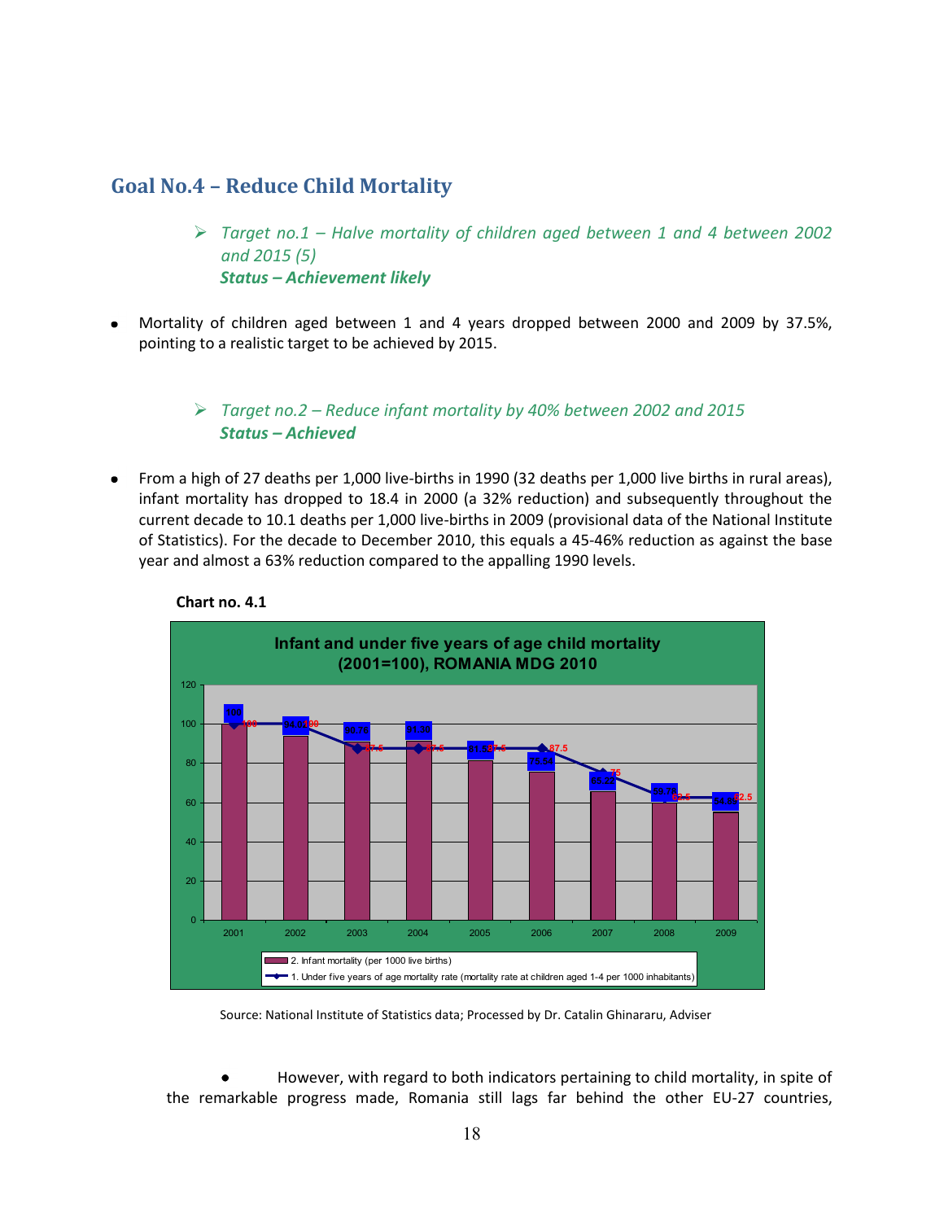## Goal No.4 – Reduce Child Mortality

> ➢ *Target no.1 – Halve mortality of children aged between 1 and 4 between 2002 and 2015 (5)*
> ***Status – Achievement likely***

- Mortality of children aged between 1 and 4 years dropped between 2000 and 2009 by 37.5%, pointing to a realistic target to be achieved by 2015.

> ➢ *Target no.2 – Reduce infant mortality by 40% between 2002 and 2015*
> ***Status – Achieved***

- From a high of 27 deaths per 1,000 live-births in 1990 (32 deaths per 1,000 live births in rural areas), infant mortality has dropped to 18.4 in 2000 (a 32% reduction) and subsequently throughout the current decade to 10.1 deaths per 1,000 live-births in 2009 (provisional data of the National Institute of Statistics). For the decade to December 2010, this equals a 45-46% reduction as against the base year and almost a 63% reduction compared to the appalling 1990 levels.

**Chart no. 4.1**

**Infant and under five years of age child mortality (2001=100), ROMANIA MDG 2010**

| Year | 2. Infant mortality (per 1000 live births) | 1. Under five years of age mortality rate (mortality rate at children aged 1-4 per 1000 inhabitants) |
|---|---|---|
| 2001 | 100 | 100 |
| 2002 | 94.01 | 100 |
| 2003 | 88.76 | 87.5 |
| 2004 | 91.35 | 87.5 |
| 2005 | 81.53 | 87.5 |
| 2006 | 75.54 | 87.5 |
| 2007 | 65.22 | 75 |
| 2008 | 59.78 | 62.5 |
| 2009 | 54.89 | 62.5 |

Source: National Institute of Statistics data; Processed by Dr. Catalin Ghinararu, Adviser

- However, with regard to both indicators pertaining to child mortality, in spite of the remarkable progress made, Romania still lags far behind the other EU-27 countries,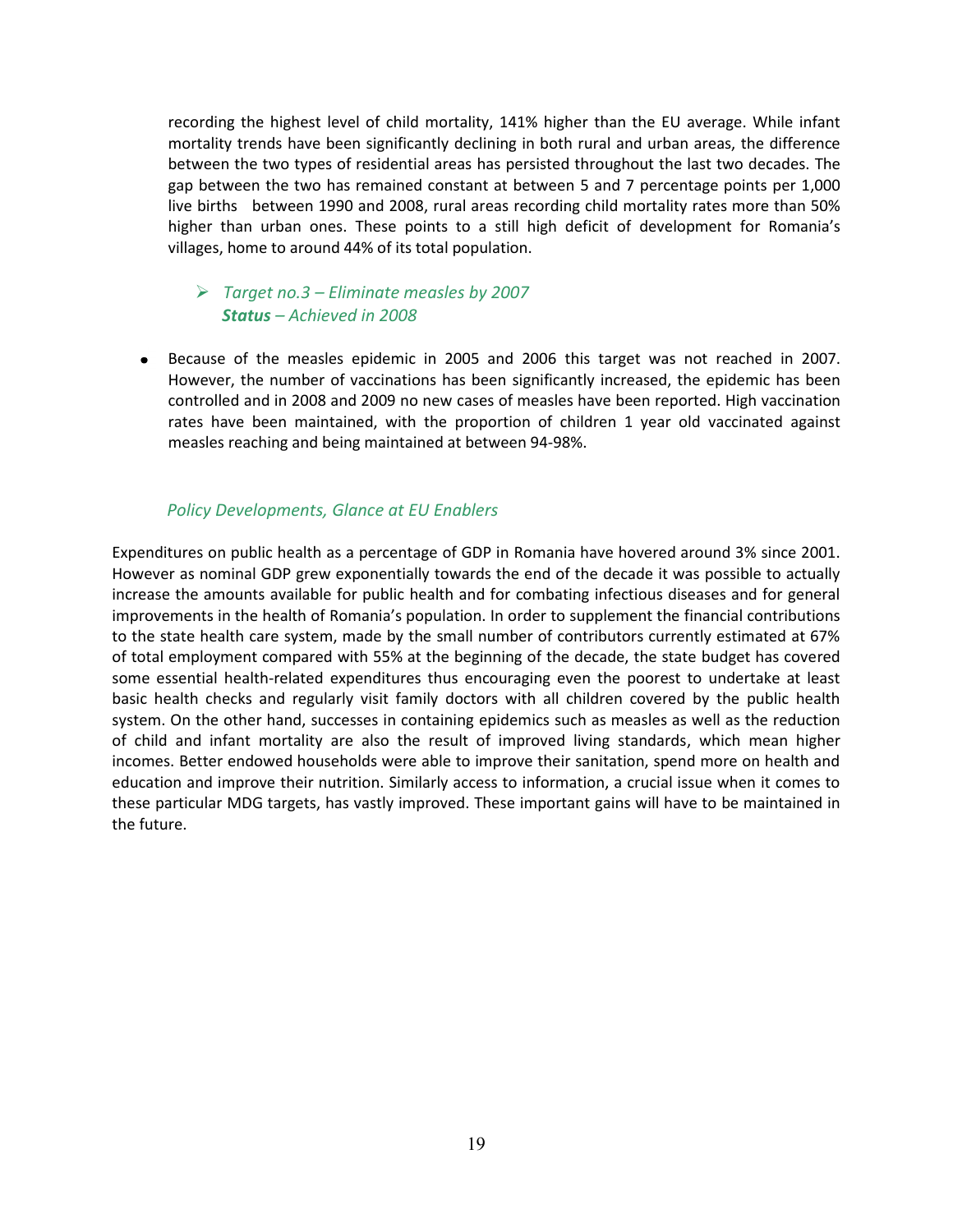recording the highest level of child mortality, 141% higher than the EU average. While infant mortality trends have been significantly declining in both rural and urban areas, the difference between the two types of residential areas has persisted throughout the last two decades. The gap between the two has remained constant at between 5 and 7 percentage points per 1,000 live births between 1990 and 2008, rural areas recording child mortality rates more than 50% higher than urban ones. These points to a still high deficit of development for Romania's villages, home to around 44% of its total population.

- *Target no.3 – Eliminate measles by 2007*
  ***Status** – Achieved in 2008*

- Because of the measles epidemic in 2005 and 2006 this target was not reached in 2007. However, the number of vaccinations has been significantly increased, the epidemic has been controlled and in 2008 and 2009 no new cases of measles have been reported. High vaccination rates have been maintained, with the proportion of children 1 year old vaccinated against measles reaching and being maintained at between 94-98%.

*Policy Developments, Glance at EU Enablers*

Expenditures on public health as a percentage of GDP in Romania have hovered around 3% since 2001. However as nominal GDP grew exponentially towards the end of the decade it was possible to actually increase the amounts available for public health and for combating infectious diseases and for general improvements in the health of Romania's population. In order to supplement the financial contributions to the state health care system, made by the small number of contributors currently estimated at 67% of total employment compared with 55% at the beginning of the decade, the state budget has covered some essential health-related expenditures thus encouraging even the poorest to undertake at least basic health checks and regularly visit family doctors with all children covered by the public health system. On the other hand, successes in containing epidemics such as measles as well as the reduction of child and infant mortality are also the result of improved living standards, which mean higher incomes. Better endowed households were able to improve their sanitation, spend more on health and education and improve their nutrition. Similarly access to information, a crucial issue when it comes to these particular MDG targets, has vastly improved. These important gains will have to be maintained in the future.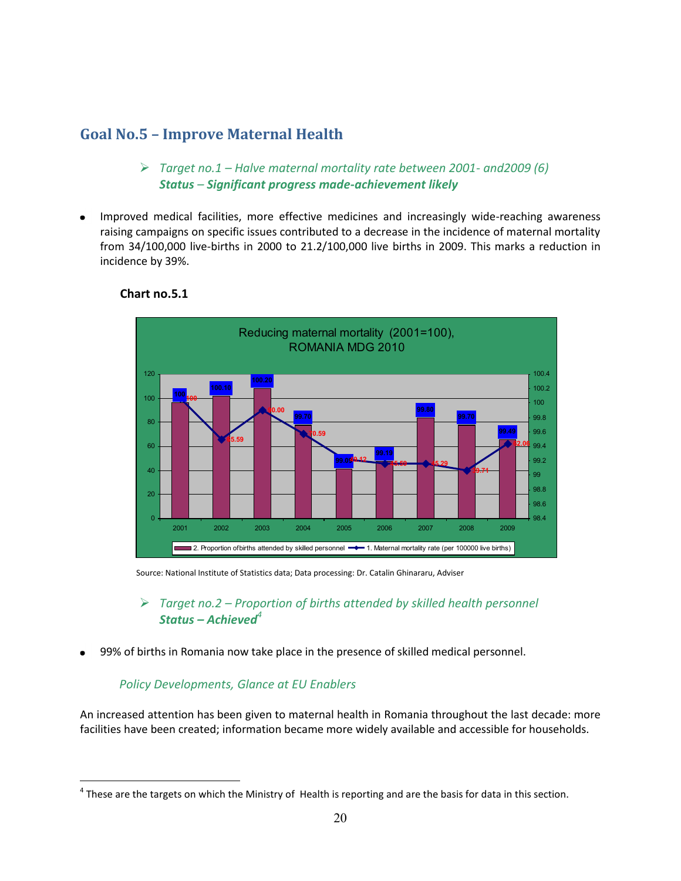## Goal No.5 – Improve Maternal Health

> *Target no.1 – Halve maternal mortality rate between 2001- and2009 (6)*
> ***Status – Significant progress made-achievement likely***

- Improved medical facilities, more effective medicines and increasingly wide-reaching awareness raising campaigns on specific issues contributed to a decrease in the incidence of maternal mortality from 34/100,000 live-births in 2000 to 21.2/100,000 live births in 2009. This marks a reduction in incidence by 39%.

**Chart no.5.1**

Reducing maternal mortality (2001=100), ROMANIA MDG 2010

| Year | 2. Proportion of births attended by skilled personnel | 1. Maternal mortality rate (per 100000 live births) |
|---|---|---|
| 2001 | 100 | 100 |
| 2002 | 100.10 | 65.59 |
| 2003 | 100.20 | 90.00 |
| 2004 | 99.70 | 70.59 |
| 2005 | 99.06 | 49.12 |
| 2006 | 99.15 | 45.59 |
| 2007 | 99.80 | 45.29 |
| 2008 | 99.70 | 39.71 |
| 2009 | 99.49 | 62.06 |

Source: National Institute of Statistics data; Data processing: Dr. Catalin Ghinararu, Adviser

> *Target no.2 – Proportion of births attended by skilled health personnel*
> ***Status – Achieved***[4]

- 99% of births in Romania now take place in the presence of skilled medical personnel.

*Policy Developments, Glance at EU Enablers*

An increased attention has been given to maternal health in Romania throughout the last decade: more facilities have been created; information became more widely available and accessible for households.

[4] These are the targets on which the Ministry of Health is reporting and are the basis for data in this section.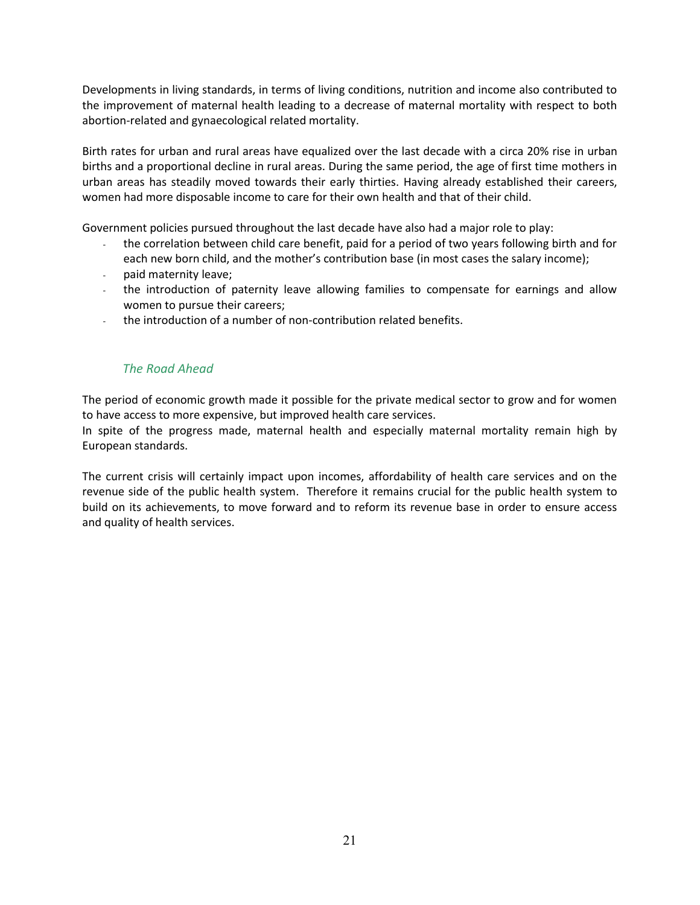Developments in living standards, in terms of living conditions, nutrition and income also contributed to the improvement of maternal health leading to a decrease of maternal mortality with respect to both abortion-related and gynaecological related mortality.

Birth rates for urban and rural areas have equalized over the last decade with a circa 20% rise in urban births and a proportional decline in rural areas. During the same period, the age of first time mothers in urban areas has steadily moved towards their early thirties. Having already established their careers, women had more disposable income to care for their own health and that of their child.

Government policies pursued throughout the last decade have also had a major role to play:

- the correlation between child care benefit, paid for a period of two years following birth and for each new born child, and the mother's contribution base (in most cases the salary income);
- paid maternity leave;
- the introduction of paternity leave allowing families to compensate for earnings and allow women to pursue their careers;
- the introduction of a number of non-contribution related benefits.

### *The Road Ahead*

The period of economic growth made it possible for the private medical sector to grow and for women to have access to more expensive, but improved health care services.
In spite of the progress made, maternal health and especially maternal mortality remain high by European standards.

The current crisis will certainly impact upon incomes, affordability of health care services and on the revenue side of the public health system. Therefore it remains crucial for the public health system to build on its achievements, to move forward and to reform its revenue base in order to ensure access and quality of health services.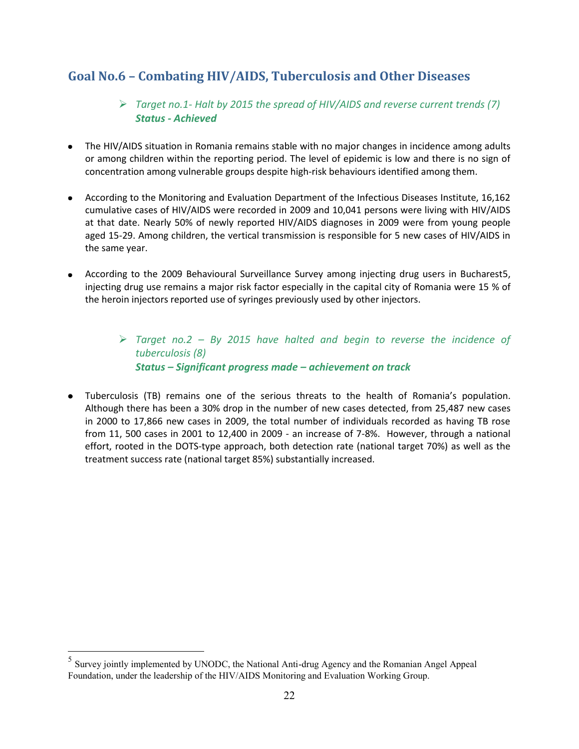## Goal No.6 – Combating HIV/AIDS, Tuberculosis and Other Diseases

> *Target no.1- Halt by 2015 the spread of HIV/AIDS and reverse current trends (7)*
> ***Status - Achieved***

- The HIV/AIDS situation in Romania remains stable with no major changes in incidence among adults or among children within the reporting period. The level of epidemic is low and there is no sign of concentration among vulnerable groups despite high-risk behaviours identified among them.

- According to the Monitoring and Evaluation Department of the Infectious Diseases Institute, 16,162 cumulative cases of HIV/AIDS were recorded in 2009 and 10,041 persons were living with HIV/AIDS at that date. Nearly 50% of newly reported HIV/AIDS diagnoses in 2009 were from young people aged 15-29. Among children, the vertical transmission is responsible for 5 new cases of HIV/AIDS in the same year.

- According to the 2009 Behavioural Surveillance Survey among injecting drug users in Bucharest[5], injecting drug use remains a major risk factor especially in the capital city of Romania were 15 % of the heroin injectors reported use of syringes previously used by other injectors.

> *Target no.2 – By 2015 have halted and begin to reverse the incidence of tuberculosis (8)*
> ***Status – Significant progress made – achievement on track***

- Tuberculosis (TB) remains one of the serious threats to the health of Romania's population. Although there has been a 30% drop in the number of new cases detected, from 25,487 new cases in 2000 to 17,866 new cases in 2009, the total number of individuals recorded as having TB rose from 11, 500 cases in 2001 to 12,400 in 2009 - an increase of 7-8%. However, through a national effort, rooted in the DOTS-type approach, both detection rate (national target 70%) as well as the treatment success rate (national target 85%) substantially increased.

---

[5] Survey jointly implemented by UNODC, the National Anti-drug Agency and the Romanian Angel Appeal Foundation, under the leadership of the HIV/AIDS Monitoring and Evaluation Working Group.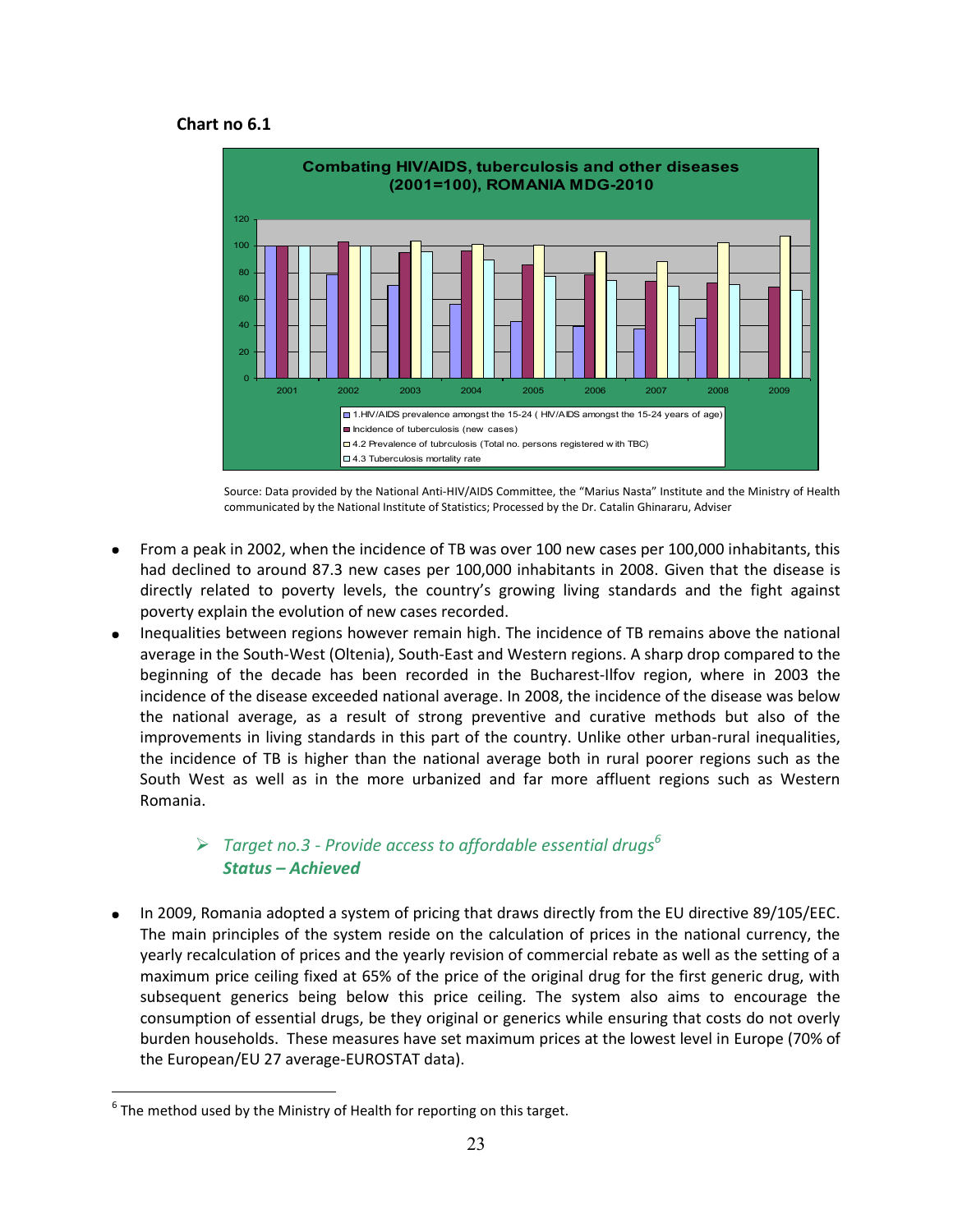**Chart no 6.1**

Source: Data provided by the National Anti-HIV/AIDS Committee, the "Marius Nasta" Institute and the Ministry of Health communicated by the National Institute of Statistics; Processed by the Dr. Catalin Ghinararu, Adviser

- From a peak in 2002, when the incidence of TB was over 100 new cases per 100,000 inhabitants, this had declined to around 87.3 new cases per 100,000 inhabitants in 2008. Given that the disease is directly related to poverty levels, the country's growing living standards and the fight against poverty explain the evolution of new cases recorded.
- Inequalities between regions however remain high. The incidence of TB remains above the national average in the South-West (Oltenia), South-East and Western regions. A sharp drop compared to the beginning of the decade has been recorded in the Bucharest-Ilfov region, where in 2003 the incidence of the disease exceeded national average. In 2008, the incidence of the disease was below the national average, as a result of strong preventive and curative methods but also of the improvements in living standards in this part of the country. Unlike other urban-rural inequalities, the incidence of TB is higher than the national average both in rural poorer regions such as the South West as well as in the more urbanized and far more affluent regions such as Western Romania.

> *Target no.3 - Provide access to affordable essential drugs*[6]
> ***Status – Achieved***

- In 2009, Romania adopted a system of pricing that draws directly from the EU directive 89/105/EEC. The main principles of the system reside on the calculation of prices in the national currency, the yearly recalculation of prices and the yearly revision of commercial rebate as well as the setting of a maximum price ceiling fixed at 65% of the price of the original drug for the first generic drug, with subsequent generics being below this price ceiling. The system also aims to encourage the consumption of essential drugs, be they original or generics while ensuring that costs do not overly burden households. These measures have set maximum prices at the lowest level in Europe (70% of the European/EU 27 average-EUROSTAT data).

---

[6] The method used by the Ministry of Health for reporting on this target.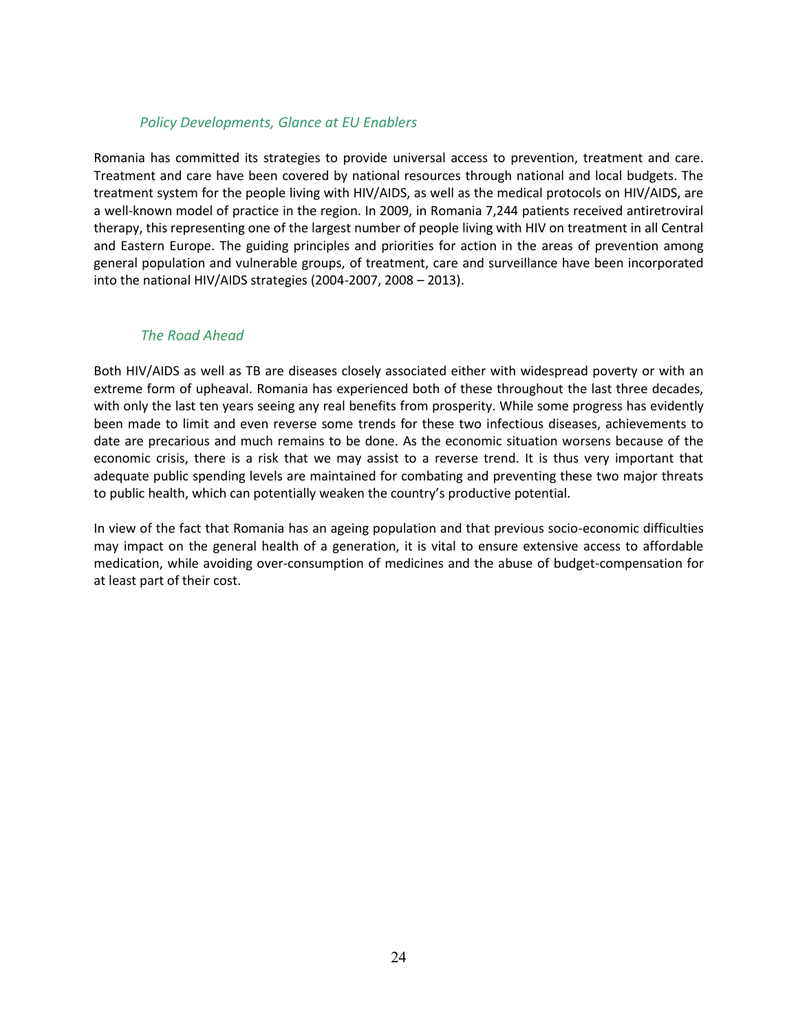### *Policy Developments, Glance at EU Enablers*

Romania has committed its strategies to provide universal access to prevention, treatment and care. Treatment and care have been covered by national resources through national and local budgets. The treatment system for the people living with HIV/AIDS, as well as the medical protocols on HIV/AIDS, are a well-known model of practice in the region. In 2009, in Romania 7,244 patients received antiretroviral therapy, this representing one of the largest number of people living with HIV on treatment in all Central and Eastern Europe. The guiding principles and priorities for action in the areas of prevention among general population and vulnerable groups, of treatment, care and surveillance have been incorporated into the national HIV/AIDS strategies (2004-2007, 2008 – 2013).

### *The Road Ahead*

Both HIV/AIDS as well as TB are diseases closely associated either with widespread poverty or with an extreme form of upheaval. Romania has experienced both of these throughout the last three decades, with only the last ten years seeing any real benefits from prosperity. While some progress has evidently been made to limit and even reverse some trends for these two infectious diseases, achievements to date are precarious and much remains to be done. As the economic situation worsens because of the economic crisis, there is a risk that we may assist to a reverse trend. It is thus very important that adequate public spending levels are maintained for combating and preventing these two major threats to public health, which can potentially weaken the country's productive potential.

In view of the fact that Romania has an ageing population and that previous socio-economic difficulties may impact on the general health of a generation, it is vital to ensure extensive access to affordable medication, while avoiding over-consumption of medicines and the abuse of budget-compensation for at least part of their cost.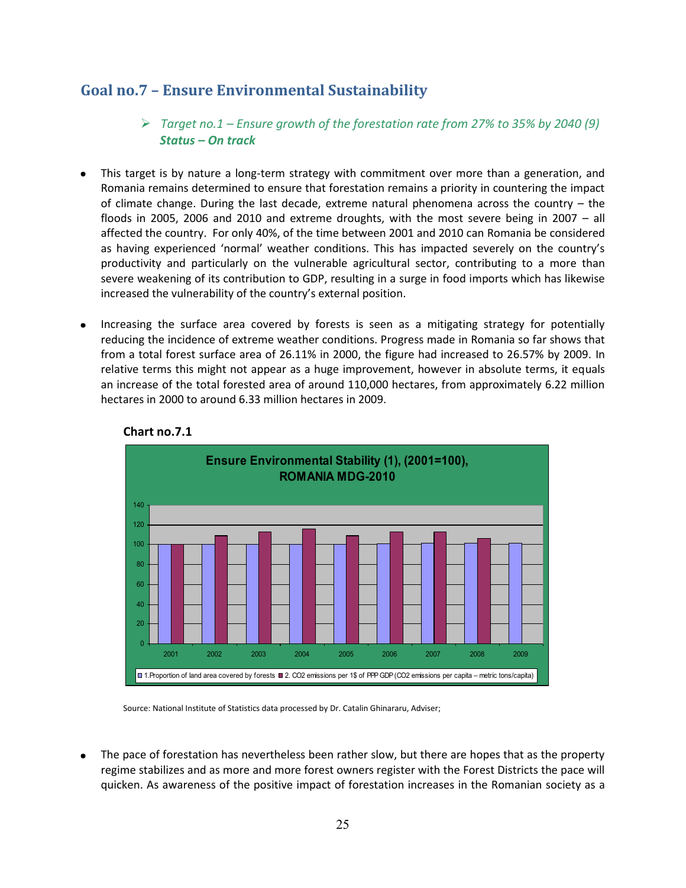## Goal no.7 – Ensure Environmental Sustainability

> ➢ *Target no.1 – Ensure growth of the forestation rate from 27% to 35% by 2040 (9)*
> ***Status – On track***

- This target is by nature a long-term strategy with commitment over more than a generation, and Romania remains determined to ensure that forestation remains a priority in countering the impact of climate change. During the last decade, extreme natural phenomena across the country – the floods in 2005, 2006 and 2010 and extreme droughts, with the most severe being in 2007 – all affected the country. For only 40%, of the time between 2001 and 2010 can Romania be considered as having experienced 'normal' weather conditions. This has impacted severely on the country's productivity and particularly on the vulnerable agricultural sector, contributing to a more than severe weakening of its contribution to GDP, resulting in a surge in food imports which has likewise increased the vulnerability of the country's external position.

- Increasing the surface area covered by forests is seen as a mitigating strategy for potentially reducing the incidence of extreme weather conditions. Progress made in Romania so far shows that from a total forest surface area of 26.11% in 2000, the figure had increased to 26.57% by 2009. In relative terms this might not appear as a huge improvement, however in absolute terms, it equals an increase of the total forested area of around 110,000 hectares, from approximately 6.22 million hectares in 2000 to around 6.33 million hectares in 2009.

**Chart no.7.1**

**Ensure Environmental Stability (1), (2001=100), ROMANIA MDG-2010**

Legend: 1.Proportion of land area covered by forests; 2. $CO_2$ emissions per 1$ of PPP GDP ($CO_2$ emissions per capita – metric tons/capita)

Years: 2001, 2002, 2003, 2004, 2005, 2006, 2007, 2008, 2009

Source: National Institute of Statistics data processed by Dr. Catalin Ghinararu, Adviser;

- The pace of forestation has nevertheless been rather slow, but there are hopes that as the property regime stabilizes and as more and more forest owners register with the Forest Districts the pace will quicken. As awareness of the positive impact of forestation increases in the Romanian society as a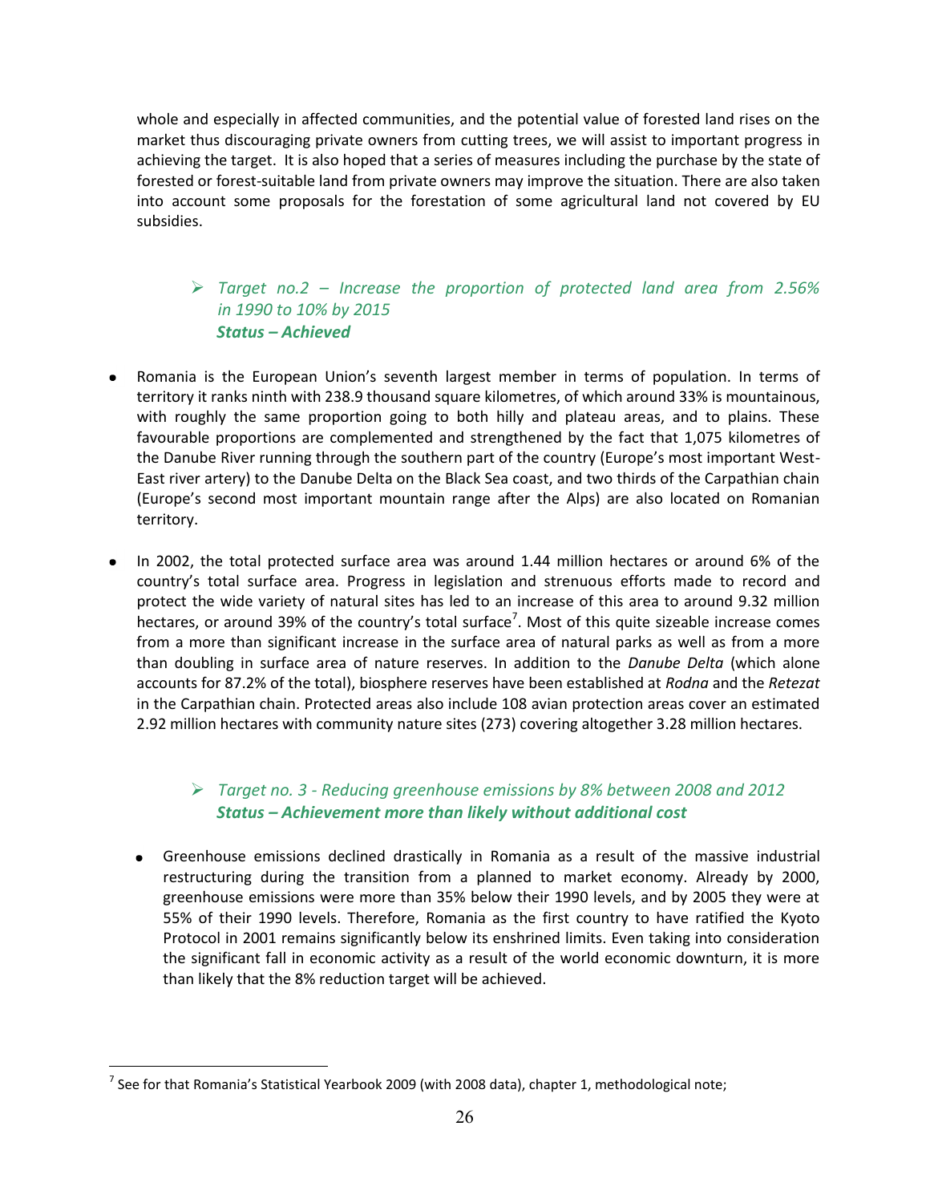whole and especially in affected communities, and the potential value of forested land rises on the market thus discouraging private owners from cutting trees, we will assist to important progress in achieving the target. It is also hoped that a series of measures including the purchase by the state of forested or forest-suitable land from private owners may improve the situation. There are also taken into account some proposals for the forestation of some agricultural land not covered by EU subsidies.

> *Target no.2 – Increase the proportion of protected land area from 2.56% in 1990 to 10% by 2015*
> ***Status – Achieved***

- Romania is the European Union's seventh largest member in terms of population. In terms of territory it ranks ninth with 238.9 thousand square kilometres, of which around 33% is mountainous, with roughly the same proportion going to both hilly and plateau areas, and to plains. These favourable proportions are complemented and strengthened by the fact that 1,075 kilometres of the Danube River running through the southern part of the country (Europe's most important West-East river artery) to the Danube Delta on the Black Sea coast, and two thirds of the Carpathian chain (Europe's second most important mountain range after the Alps) are also located on Romanian territory.

- In 2002, the total protected surface area was around 1.44 million hectares or around 6% of the country's total surface area. Progress in legislation and strenuous efforts made to record and protect the wide variety of natural sites has led to an increase of this area to around 9.32 million hectares, or around 39% of the country's total surface[7]. Most of this quite sizeable increase comes from a more than significant increase in the surface area of natural parks as well as from a more than doubling in surface area of nature reserves. In addition to the *Danube Delta* (which alone accounts for 87.2% of the total), biosphere reserves have been established at *Rodna* and the *Retezat* in the Carpathian chain. Protected areas also include 108 avian protection areas cover an estimated 2.92 million hectares with community nature sites (273) covering altogether 3.28 million hectares.

> *Target no. 3 - Reducing greenhouse emissions by 8% between 2008 and 2012*
> ***Status – Achievement more than likely without additional cost***

- Greenhouse emissions declined drastically in Romania as a result of the massive industrial restructuring during the transition from a planned to market economy. Already by 2000, greenhouse emissions were more than 35% below their 1990 levels, and by 2005 they were at 55% of their 1990 levels. Therefore, Romania as the first country to have ratified the Kyoto Protocol in 2001 remains significantly below its enshrined limits. Even taking into consideration the significant fall in economic activity as a result of the world economic downturn, it is more than likely that the 8% reduction target will be achieved.

[7] See for that Romania's Statistical Yearbook 2009 (with 2008 data), chapter 1, methodological note;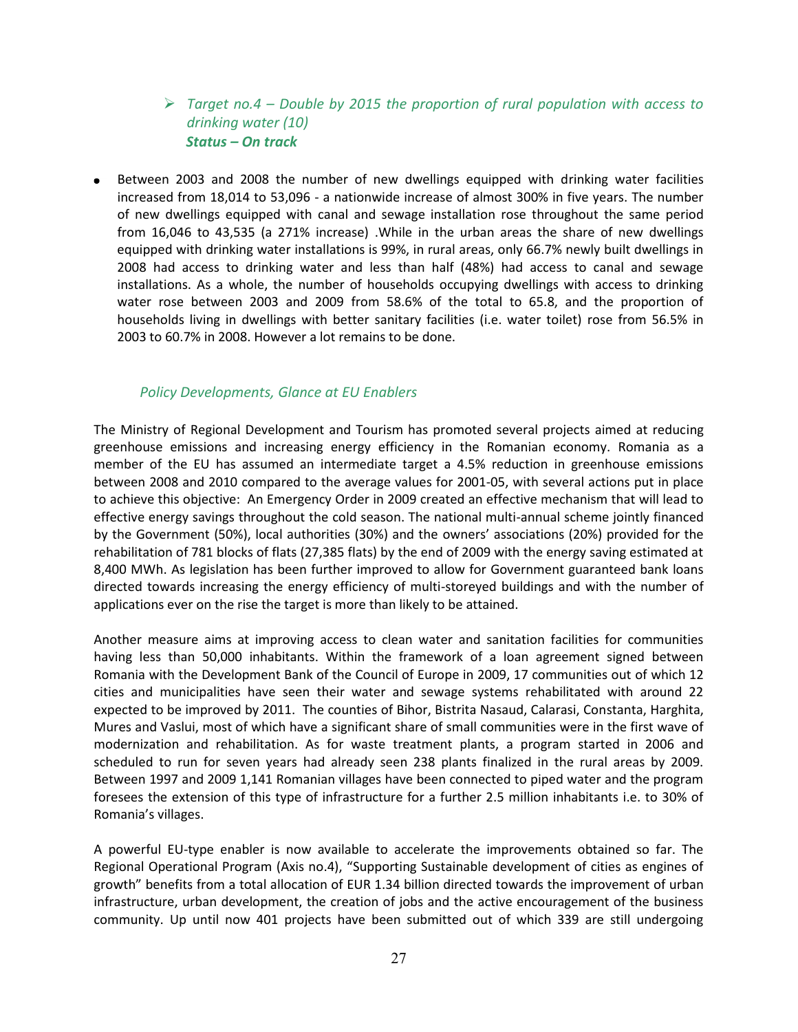- *Target no.4 – Double by 2015 the proportion of rural population with access to drinking water (10)*
  ***Status – On track***

- Between 2003 and 2008 the number of new dwellings equipped with drinking water facilities increased from 18,014 to 53,096 - a nationwide increase of almost 300% in five years. The number of new dwellings equipped with canal and sewage installation rose throughout the same period from 16,046 to 43,535 (a 271% increase) .While in the urban areas the share of new dwellings equipped with drinking water installations is 99%, in rural areas, only 66.7% newly built dwellings in 2008 had access to drinking water and less than half (48%) had access to canal and sewage installations. As a whole, the number of households occupying dwellings with access to drinking water rose between 2003 and 2009 from 58.6% of the total to 65.8, and the proportion of households living in dwellings with better sanitary facilities (i.e. water toilet) rose from 56.5% in 2003 to 60.7% in 2008. However a lot remains to be done.

*Policy Developments, Glance at EU Enablers*

The Ministry of Regional Development and Tourism has promoted several projects aimed at reducing greenhouse emissions and increasing energy efficiency in the Romanian economy. Romania as a member of the EU has assumed an intermediate target a 4.5% reduction in greenhouse emissions between 2008 and 2010 compared to the average values for 2001-05, with several actions put in place to achieve this objective: An Emergency Order in 2009 created an effective mechanism that will lead to effective energy savings throughout the cold season. The national multi-annual scheme jointly financed by the Government (50%), local authorities (30%) and the owners' associations (20%) provided for the rehabilitation of 781 blocks of flats (27,385 flats) by the end of 2009 with the energy saving estimated at 8,400 MWh. As legislation has been further improved to allow for Government guaranteed bank loans directed towards increasing the energy efficiency of multi-storeyed buildings and with the number of applications ever on the rise the target is more than likely to be attained.

Another measure aims at improving access to clean water and sanitation facilities for communities having less than 50,000 inhabitants. Within the framework of a loan agreement signed between Romania with the Development Bank of the Council of Europe in 2009, 17 communities out of which 12 cities and municipalities have seen their water and sewage systems rehabilitated with around 22 expected to be improved by 2011. The counties of Bihor, Bistrita Nasaud, Calarasi, Constanta, Harghita, Mures and Vaslui, most of which have a significant share of small communities were in the first wave of modernization and rehabilitation. As for waste treatment plants, a program started in 2006 and scheduled to run for seven years had already seen 238 plants finalized in the rural areas by 2009. Between 1997 and 2009 1,141 Romanian villages have been connected to piped water and the program foresees the extension of this type of infrastructure for a further 2.5 million inhabitants i.e. to 30% of Romania's villages.

A powerful EU-type enabler is now available to accelerate the improvements obtained so far. The Regional Operational Program (Axis no.4), "Supporting Sustainable development of cities as engines of growth" benefits from a total allocation of EUR 1.34 billion directed towards the improvement of urban infrastructure, urban development, the creation of jobs and the active encouragement of the business community. Up until now 401 projects have been submitted out of which 339 are still undergoing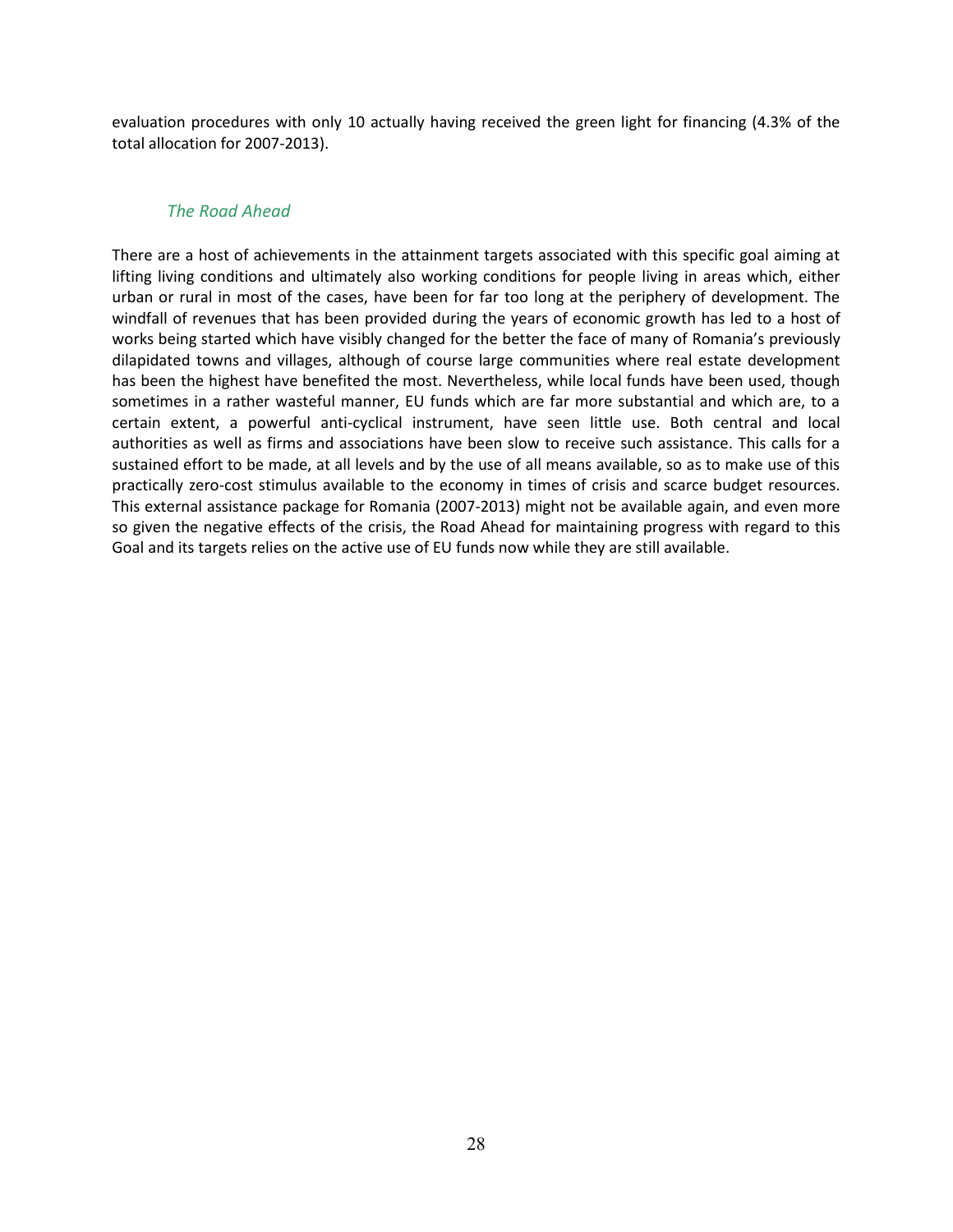evaluation procedures with only 10 actually having received the green light for financing (4.3% of the total allocation for 2007-2013).

### *The Road Ahead*

There are a host of achievements in the attainment targets associated with this specific goal aiming at lifting living conditions and ultimately also working conditions for people living in areas which, either urban or rural in most of the cases, have been for far too long at the periphery of development. The windfall of revenues that has been provided during the years of economic growth has led to a host of works being started which have visibly changed for the better the face of many of Romania's previously dilapidated towns and villages, although of course large communities where real estate development has been the highest have benefited the most. Nevertheless, while local funds have been used, though sometimes in a rather wasteful manner, EU funds which are far more substantial and which are, to a certain extent, a powerful anti-cyclical instrument, have seen little use. Both central and local authorities as well as firms and associations have been slow to receive such assistance. This calls for a sustained effort to be made, at all levels and by the use of all means available, so as to make use of this practically zero-cost stimulus available to the economy in times of crisis and scarce budget resources. This external assistance package for Romania (2007-2013) might not be available again, and even more so given the negative effects of the crisis, the Road Ahead for maintaining progress with regard to this Goal and its targets relies on the active use of EU funds now while they are still available.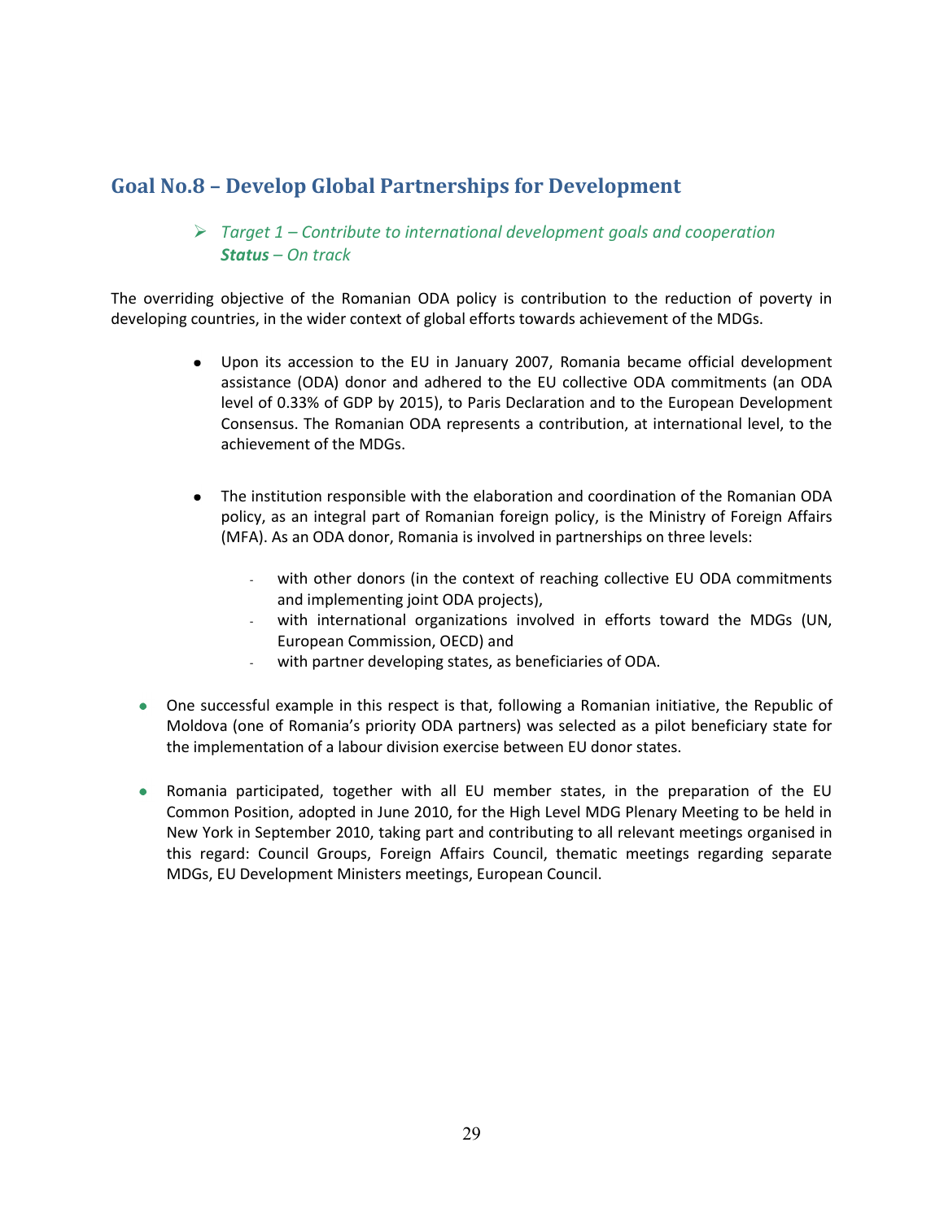## Goal No.8 – Develop Global Partnerships for Development

- *Target 1 – Contribute to international development goals and cooperation*
  ***Status** – On track*

The overriding objective of the Romanian ODA policy is contribution to the reduction of poverty in developing countries, in the wider context of global efforts towards achievement of the MDGs.

- Upon its accession to the EU in January 2007, Romania became official development assistance (ODA) donor and adhered to the EU collective ODA commitments (an ODA level of 0.33% of GDP by 2015), to Paris Declaration and to the European Development Consensus. The Romanian ODA represents a contribution, at international level, to the achievement of the MDGs.

- The institution responsible with the elaboration and coordination of the Romanian ODA policy, as an integral part of Romanian foreign policy, is the Ministry of Foreign Affairs (MFA). As an ODA donor, Romania is involved in partnerships on three levels:
  - with other donors (in the context of reaching collective EU ODA commitments and implementing joint ODA projects),
  - with international organizations involved in efforts toward the MDGs (UN, European Commission, OECD) and
  - with partner developing states, as beneficiaries of ODA.

- One successful example in this respect is that, following a Romanian initiative, the Republic of Moldova (one of Romania's priority ODA partners) was selected as a pilot beneficiary state for the implementation of a labour division exercise between EU donor states.

- Romania participated, together with all EU member states, in the preparation of the EU Common Position, adopted in June 2010, for the High Level MDG Plenary Meeting to be held in New York in September 2010, taking part and contributing to all relevant meetings organised in this regard: Council Groups, Foreign Affairs Council, thematic meetings regarding separate MDGs, EU Development Ministers meetings, European Council.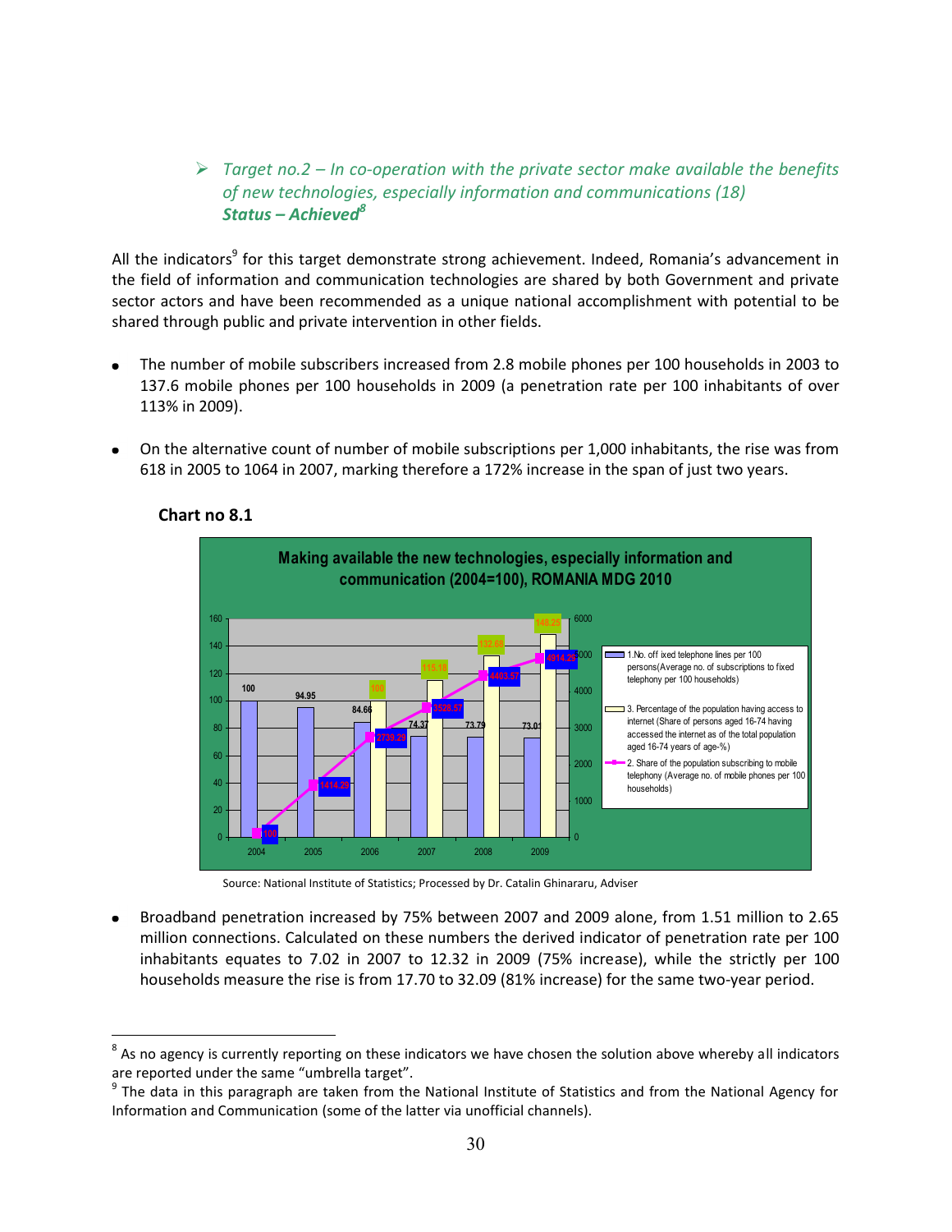> *Target no.2 – In co-operation with the private sector make available the benefits of new technologies, especially information and communications (18)*
> ***Status – Achieved***[8]

All the indicators[9] for this target demonstrate strong achievement. Indeed, Romania's advancement in the field of information and communication technologies are shared by both Government and private sector actors and have been recommended as a unique national accomplishment with potential to be shared through public and private intervention in other fields.

- The number of mobile subscribers increased from 2.8 mobile phones per 100 households in 2003 to 137.6 mobile phones per 100 households in 2009 (a penetration rate per 100 inhabitants of over 113% in 2009).

- On the alternative count of number of mobile subscriptions per 1,000 inhabitants, the rise was from 618 in 2005 to 1064 in 2007, marking therefore a 172% increase in the span of just two years.

**Chart no 8.1**

Making available the new technologies, especially information and communication (2004=100), ROMANIA MDG 2010

| Year | 1. No. of fixed telephone lines per 100 persons (Average no. of subscriptions to fixed telephony per 100 households) | 3. Percentage of the population having access to internet (Share of persons aged 16-74 having accessed the internet as of the total population aged 16-74 years of age-%) | 2. Share of the population subscribing to mobile telephony (Average no. of mobile phones per 100 households) |
|---|---|---|---|
| 2004 | 100 | | 100 |
| 2005 | 94.95 | | 1414.29 |
| 2006 | 84.66 | 100 | 2739.29 |
| 2007 | 74.37 | 115.18 | 3528.57 |
| 2008 | 73.79 | 132.68 | 4403.57 |
| 2009 | 73.01 | 148.25 | 4914.29 |

Source: National Institute of Statistics; Processed by Dr. Catalin Ghinararu, Adviser

- Broadband penetration increased by 75% between 2007 and 2009 alone, from 1.51 million to 2.65 million connections. Calculated on these numbers the derived indicator of penetration rate per 100 inhabitants equates to 7.02 in 2007 to 12.32 in 2009 (75% increase), while the strictly per 100 households measure the rise is from 17.70 to 32.09 (81% increase) for the same two-year period.

---

[8] As no agency is currently reporting on these indicators we have chosen the solution above whereby all indicators are reported under the same "umbrella target".

[9] The data in this paragraph are taken from the National Institute of Statistics and from the National Agency for Information and Communication (some of the latter via unofficial channels).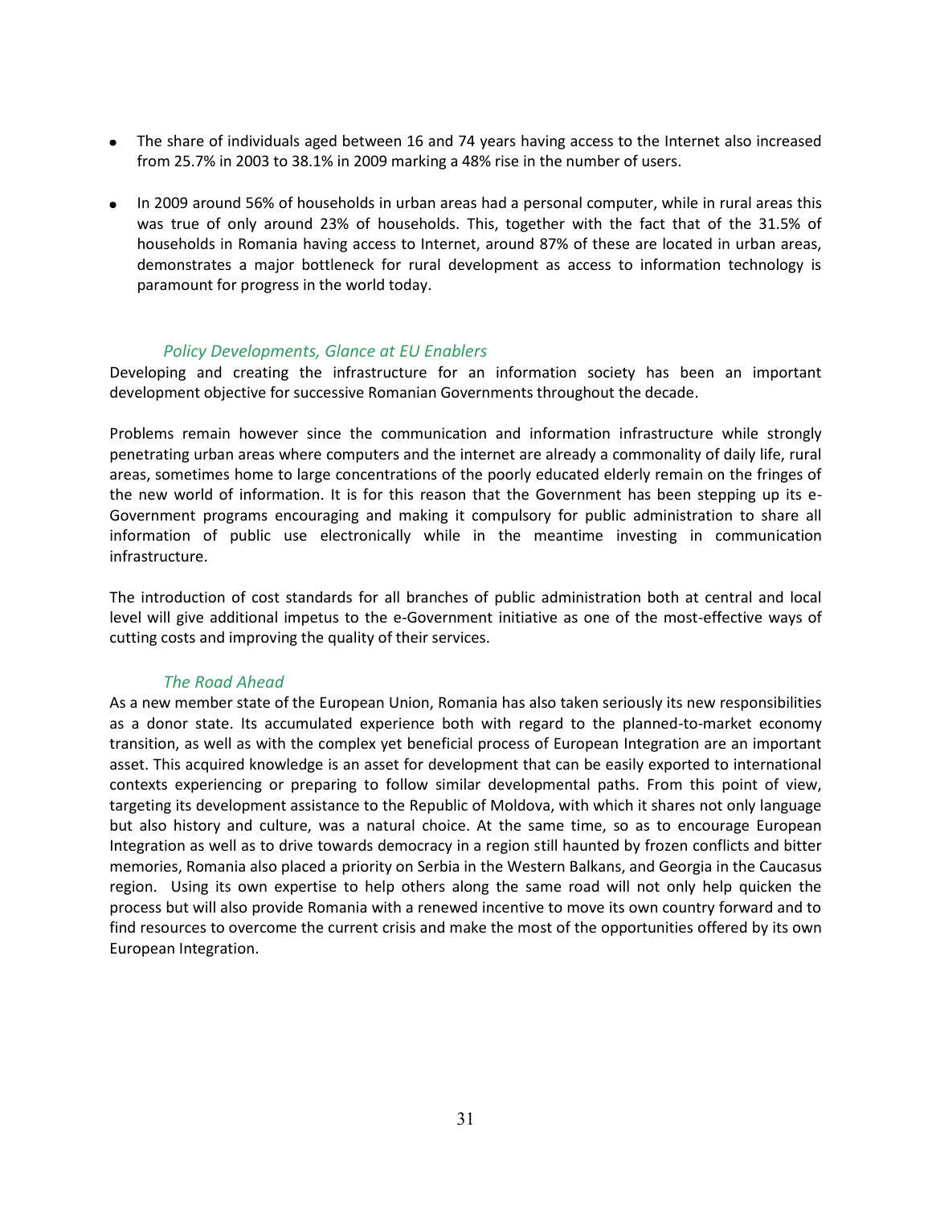- The share of individuals aged between 16 and 74 years having access to the Internet also increased from 25.7% in 2003 to 38.1% in 2009 marking a 48% rise in the number of users.

- In 2009 around 56% of households in urban areas had a personal computer, while in rural areas this was true of only around 23% of households. This, together with the fact that of the 31.5% of households in Romania having access to Internet, around 87% of these are located in urban areas, demonstrates a major bottleneck for rural development as access to information technology is paramount for progress in the world today.

### *Policy Developments, Glance at EU Enablers*

Developing and creating the infrastructure for an information society has been an important development objective for successive Romanian Governments throughout the decade.

Problems remain however since the communication and information infrastructure while strongly penetrating urban areas where computers and the internet are already a commonality of daily life, rural areas, sometimes home to large concentrations of the poorly educated elderly remain on the fringes of the new world of information. It is for this reason that the Government has been stepping up its e-Government programs encouraging and making it compulsory for public administration to share all information of public use electronically while in the meantime investing in communication infrastructure.

The introduction of cost standards for all branches of public administration both at central and local level will give additional impetus to the e-Government initiative as one of the most-effective ways of cutting costs and improving the quality of their services.

### *The Road Ahead*

As a new member state of the European Union, Romania has also taken seriously its new responsibilities as a donor state. Its accumulated experience both with regard to the planned-to-market economy transition, as well as with the complex yet beneficial process of European Integration are an important asset. This acquired knowledge is an asset for development that can be easily exported to international contexts experiencing or preparing to follow similar developmental paths. From this point of view, targeting its development assistance to the Republic of Moldova, with which it shares not only language but also history and culture, was a natural choice. At the same time, so as to encourage European Integration as well as to drive towards democracy in a region still haunted by frozen conflicts and bitter memories, Romania also placed a priority on Serbia in the Western Balkans, and Georgia in the Caucasus region. Using its own expertise to help others along the same road will not only help quicken the process but will also provide Romania with a renewed incentive to move its own country forward and to find resources to overcome the current crisis and make the most of the opportunities offered by its own European Integration.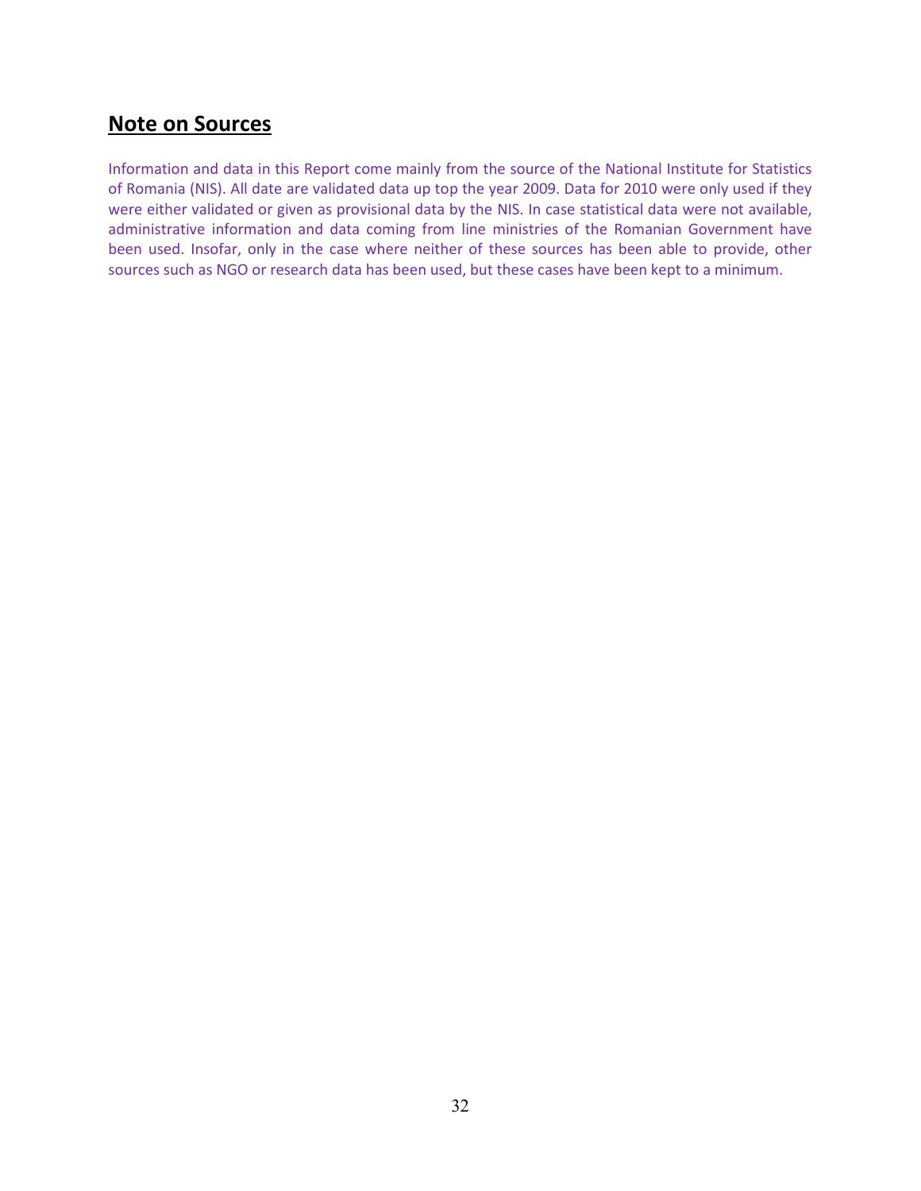## Note on Sources

Information and data in this Report come mainly from the source of the National Institute for Statistics of Romania (NIS). All date are validated data up top the year 2009. Data for 2010 were only used if they were either validated or given as provisional data by the NIS. In case statistical data were not available, administrative information and data coming from line ministries of the Romanian Government have been used. Insofar, only in the case where neither of these sources has been able to provide, other sources such as NGO or research data has been used, but these cases have been kept to a minimum.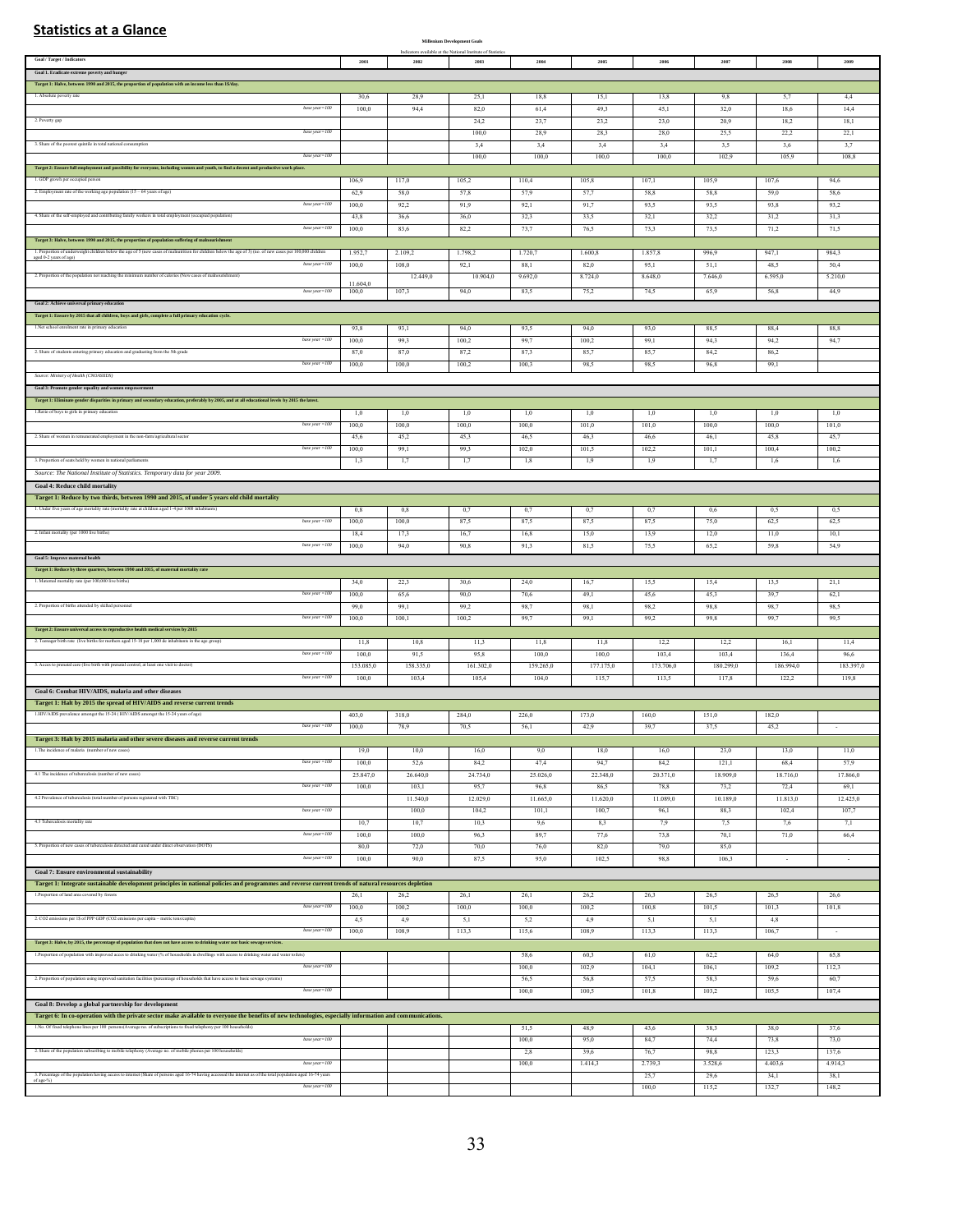## Statistics at a Glance

**Millennium Development Goals**

Indicators available at the National Institute of Statistics

| Goal / Target / Indicators | 2001 | 2002 | 2003 | 2004 | 2005 | 2006 | 2007 | 2008 | 2009 |
|---|---|---|---|---|---|---|---|---|---|
| **Goal 1. Eradicate extreme poverty and hunger** | | | | | | | | | |
| **Target 1: Halve, between 1990 and 2015, the proportion of population with an income less than 1$/day.** | | | | | | | | | |
| 1. Absolute poverty rate | 30,6 | 28,9 | 25,1 | 18,8 | 15,1 | 13,8 | 9,8 | 5,7 | 4,4 |
| base year =100 | 100,0 | 94,4 | 82,0 | 61,4 | 49,3 | 45,1 | 32,0 | 18,6 | 14,4 |
| 2. Poverty gap | | | 24,2 | 23,7 | 23,2 | 23,0 | 20,9 | 18,2 | 18,1 |
| base year =100 | | | 100,0 | 28,9 | 28,3 | 28,0 | 25,5 | 22,2 | 22,1 |
| 3. Share of the poorest quintile in total national consumption | | | 3,4 | 3,4 | 3,4 | 3,4 | 3,5 | 3,6 | 3,7 |
| base year =100 | | | 100,0 | 100,0 | 100,0 | 100,0 | 102,9 | 105,9 | 108,8 |
| **Target 2: Ensure full employment and possibility for everyone, including women and youth, to find a decent and productive work place.** | | | | | | | | | |
| 1. GDP growth per occupied person | 106,9 | 117,0 | 105,2 | 110,4 | 105,8 | 107,1 | 105,9 | 107,6 | 94,6 |
| 2. Employment rate of the working age population (15 – 64 years of age) | 62,9 | 58,0 | 57,8 | 57,9 | 57,7 | 58,8 | 58,8 | 59,0 | 58,6 |
| base year =100 | 100,0 | 92,2 | 91,9 | 92,1 | 91,7 | 93,5 | 93,5 | 93,8 | 93,2 |
| 4. Share of the self-employed and contributing family workers in total employment (occupied population) | 43,8 | 36,6 | 36,0 | 32,3 | 33,5 | 32,1 | 32,2 | 31,2 | 31,3 |
| base year =100 | 100,0 | 83,6 | 82,2 | 73,7 | 76,5 | 73,3 | 73,5 | 71,2 | 71,5 |
| **Target 3: Halve, between 1990 and 2015, the proportion of population suffering of malnourishment** | | | | | | | | | |
| 1. Proportion of underweight children below the age of 5 (new cases of malnutrition for children below the age of 5) (no. of new cases per 100,000 children aged 0-2 years of age) | 1.952,7 | 2.109,2 | 1.798,2 | 1.720,7 | 1.600,8 | 1.857,8 | 996,9 | 947,1 | 984,3 |
| base year =100 | 100,0 | 108,0 | 92,1 | 88,1 | 82,0 | 95,1 | 51,1 | 48,5 | 50,4 |
| 2. Proportion of the population not reaching the minimum number of calories (New cases of malnourishment) | 11.604,0 | 12.449,0 | 10.904,0 | 9.692,0 | 8.724,0 | 8.648,0 | 7.646,0 | 6.595,0 | 5.210,0 |
| base year =100 | 100,0 | 107,3 | 94,0 | 83,5 | 75,2 | 74,5 | 65,9 | 56,8 | 44,9 |
| **Goal 2: Achieve universal primary education** | | | | | | | | | |
| **Target 1: Ensure by 2015 that all children, boys and girls, complete a full primary education cycle.** | | | | | | | | | |
| 1.Net school enrolment rate in primary education | 93,8 | 93,1 | 94,0 | 93,5 | 94,0 | 93,0 | 88,5 | 88,4 | 88,8 |
| base year =100 | 100,0 | 99,3 | 100,2 | 99,7 | 100,2 | 99,1 | 94,3 | 94,2 | 94,7 |
| 2. Share of students entering primary education and graduating from the 5th grade | 87,0 | 87,0 | 87,2 | 87,3 | 85,7 | 85,7 | 84,2 | 86,2 | |
| base year =100 | 100,0 | 100,0 | 100,2 | 100,3 | 98,5 | 98,5 | 96,8 | 99,1 | |
| *Source: Ministry of Health (CNOASIIDS)* | | | | | | | | | |
| **Goal 3: Promote gender equality and women empowerment** | | | | | | | | | |
| **Target 1: Eliminate gender disparities in primary and secondary education, preferably by 2005, and at all educational levels by 2015 the latest.** | | | | | | | | | |
| 1.Ratio of boys to girls in primary education | 1,0 | 1,0 | 1,0 | 1,0 | 1,0 | 1,0 | 1,0 | 1,0 | 1,0 |
| base year =100 | 100,0 | 100,0 | 100,0 | 100,0 | 101,0 | 101,0 | 100,0 | 100,0 | 101,0 |
| 2. Share of women in remunerated employment in the non-farm/agricultural sector | 45,6 | 45,2 | 45,3 | 46,5 | 46,3 | 46,6 | 46,1 | 45,8 | 45,7 |
| base year =100 | 100,0 | 99,1 | 99,3 | 102,0 | 101,5 | 102,2 | 101,1 | 100,4 | 100,2 |
| 3. Proportion of seats held by women in national parliaments | 1,3 | 1,7 | 1,7 | 1,8 | 1,9 | 1,9 | 1,7 | 1,6 | 1,6 |
| *Source: The National Institute of Statistics. Temporary data for year 2009.* | | | | | | | | | |
| **Goal 4: Reduce child mortality** | | | | | | | | | |
| **Target 1: Reduce by two thirds, between 1990 and 2015, of under 5 years old child mortality** | | | | | | | | | |
| 1. Under five years of age mortality rate (mortality rate at children aged 1-4 per 1000 inhabitants) | 0,8 | 0,8 | 0,7 | 0,7 | 0,7 | 0,7 | 0,6 | 0,5 | 0,5 |
| base year =100 | 100,0 | 100,0 | 87,5 | 87,5 | 87,5 | 87,5 | 75,0 | 62,5 | 62,5 |
| 2. Infant mortality (per 1000 live births) | 18,4 | 17,3 | 16,7 | 16,8 | 15,0 | 13,9 | 12,0 | 11,0 | 10,1 |
| base year =100 | 100,0 | 94,0 | 90,8 | 91,3 | 81,5 | 75,5 | 65,2 | 59,8 | 54,9 |
| **Goal 5: Improve maternal health** | | | | | | | | | |
| **Target 1: Reduce by three quarters, between 1990 and 2015, of maternal mortality rate** | | | | | | | | | |
| 1. Maternal mortality rate (per 100,000 live births) | 34,0 | 22,3 | 30,6 | 24,0 | 16,7 | 15,5 | 15,4 | 13,5 | 21,1 |
| base year =100 | 100,0 | 65,6 | 90,0 | 70,6 | 49,1 | 45,6 | 45,3 | 39,7 | 62,1 |
| 2. Proportion of births attended by skilled personnel | 99,0 | 99,1 | 99,2 | 98,7 | 98,1 | 98,2 | 98,8 | 98,7 | 98,5 |
| base year =100 | 100,0 | 100,1 | 100,2 | 99,7 | 99,1 | 99,2 | 99,8 | 99,7 | 99,5 |
| **Target 2: Ensure universal access to reproductive health medical services by 2015** | | | | | | | | | |
| 2. Teenager birth rate (live births for mothers aged 15-18 per 1,000 de inhabitants in the age group) | 11,8 | 10,8 | 11,3 | 11,8 | 11,8 | 12,2 | 12,2 | 16,1 | 11,4 |
| base year =100 | 100,0 | 91,5 | 95,8 | 100,0 | 100,0 | 103,4 | 103,4 | 136,4 | 96,6 |
| 3. Access to prenatal care (live birth with prenatal control, at least one visit to doctor) | 153.085,0 | 158.335,0 | 161.302,0 | 159.265,0 | 177.175,0 | 173.706,0 | 180.299,0 | 186.994,0 | 183.397,0 |
| base year =100 | 100,0 | 103,4 | 105,4 | 104,0 | 115,7 | 113,5 | 117,8 | 122,2 | 119,8 |
| **Goal 6: Combat HIV/AIDS, malaria and other diseases** | | | | | | | | | |
| **Target 1: Halt by 2015 the spread of HIV/AIDS and reverse current trends** | | | | | | | | | |
| 1.HIV/AIDS prevalence amongst the 15-24 ( HIV/AIDS amongst the 15-24 years of age) | 403,0 | 318,0 | 284,0 | 226,0 | 173,0 | 160,0 | 151,0 | 182,0 | |
| base year =100 | 100,0 | 78,9 | 70,5 | 56,1 | 42,9 | 39,7 | 37,5 | 45,2 | - |
| **Target 3: Halt by 2015 malaria and other severe diseases and reverse current trends** | | | | | | | | | |
| 1.The incidence of malaria (number of new cases) | 19,0 | 10,0 | 16,0 | 9,0 | 18,0 | 16,0 | 23,0 | 13,0 | 11,0 |
| base year =100 | 100,0 | 52,6 | 84,2 | 47,4 | 94,7 | 84,2 | 121,1 | 68,4 | 57,9 |
| 4.1 The incidence of tuberculosis (number of new cases) | 25.847,0 | 26.640,0 | 24.734,0 | 25.026,0 | 22.348,0 | 20.371,0 | 18.909,0 | 18.716,0 | 17.866,0 |
| base year =100 | 100,0 | 103,1 | 95,7 | 96,8 | 86,5 | 78,8 | 73,2 | 72,4 | 69,1 |
| 4.2 Prevalence of tuberculosis (total number of persons registered with TBC) | | 11.540,0 | 12.029,0 | 11.665,0 | 11.620,0 | 11.089,0 | 10.189,0 | 11.813,0 | 12.425,0 |
| base year =100 | | 100,0 | 104,2 | 101,1 | 100,7 | 96,1 | 88,3 | 102,4 | 107,7 |
| 4.3 Tuberculosis mortality rate | 10,7 | 10,7 | 10,3 | 9,6 | 8,3 | 7,9 | 7,5 | 7,6 | 7,1 |
| base year =100 | 100,0 | 100,0 | 96,3 | 89,7 | 77,6 | 73,8 | 70,1 | 71,0 | 66,4 |
| 5. Proportion of new cases of tuberculosis detected and cured under direct observation (DOTS) | 80,0 | 72,0 | 70,0 | 76,0 | 82,0 | 79,0 | 85,0 | | |
| base year =100 | 100,0 | 90,0 | 87,5 | 95,0 | 102,5 | 98,8 | 106,3 | - | - |
| **Goal 7: Ensure environmental sustainability** | | | | | | | | | |
| **Target 1: Integrate sustainable development principles in national policies and programmes and reverse current trends of natural resources depletion** | | | | | | | | | |
| 1.Proportion of land area covered by forests | 26,1 | 26,2 | 26,1 | 26,1 | 26,2 | 26,3 | 26,5 | 26,5 | 26,6 |
| base year =100 | 100,0 | 100,2 | 100,0 | 100,0 | 100,2 | 100,8 | 101,5 | 101,3 | 101,8 |
| 2. CO2 emissions per 1$ of PPP GDP (CO2 emissions per capita – metric tons/capita) | 4,5 | 4,9 | 5,1 | 5,2 | 4,9 | 5,1 | 5,1 | 4,8 | |
| base year =100 | 100,0 | 108,9 | 113,3 | 115,6 | 108,9 | 113,3 | 113,3 | 106,7 | - |
| **Target 3: Halve, by 2015, the percentage of population that does not have access to drinking water nor basic sewage services.** | | | | | | | | | |
| 1.Proportion of population with improved access to drinking water (% of households in dwellings with access to drinking water and water toilets) | | | | 58,6 | 60,3 | 61,0 | 62,2 | 64,0 | 65,8 |
| base year =100 | | | | 100,0 | 102,9 | 104,1 | 106,1 | 109,2 | 112,3 |
| 2. Proportion of population using improved sanitation facilities (percentage of households that have access to basic sewage systems) | | | | 56,5 | 56,8 | 57,5 | 58,3 | 59,6 | 60,7 |
| base year =100 | | | | 100,0 | 100,5 | 101,8 | 103,2 | 105,5 | 107,4 |
| **Goal 8: Develop a global partnership for development** | | | | | | | | | |
| **Target 6: In co-operation with the private sector make available to everyone the benefits of new technologies, especially information and communications.** | | | | | | | | | |
| 1.No. Of fixed telephone lines per 100 persons(Average no. of subscriptions to fixed telephony per 100 households) | | | | 51,5 | 48,9 | 43,6 | 38,3 | 38,0 | 37,6 |
| base year =100 | | | | 100,0 | 95,0 | 84,7 | 74,4 | 73,8 | 73,0 |
| 2. Share of the population subscribing to mobile telephony (Average no. of mobile phones per 100 households) | | | | 2,8 | 39,6 | 76,7 | 98,8 | 123,3 | 137,6 |
| base year =100 | | | | 100,0 | 1.414,3 | 2.739,3 | 3.528,6 | 4.403,6 | 4.914,3 |
| 3. Percentage of the population having access to internet (Share of persons aged 16-74 having accessed the internet as of the total population aged 16-74 years of age-%) | | | | | | 25,7 | 29,6 | 34,1 | 38,1 |
| base year =100 | | | | | | 100,0 | 115,2 | 132,7 | 148,2 |